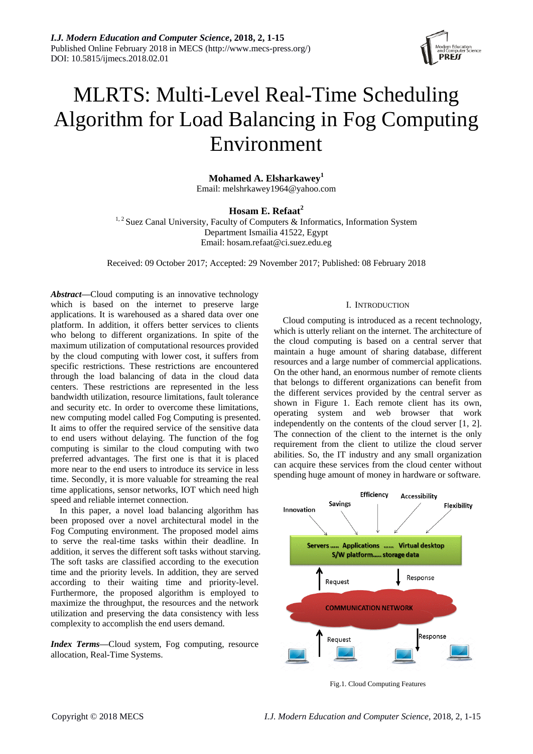# MLRTS: Multi-Level Real-Time Scheduling Algorithm for Load Balancing in Fog Computing Environment

**Mohamed A. Elsharkawey**[1]
Email: melshrkawey1964@yahoo.com

**Hosam E. Refaat**[2]
[1, 2] Suez Canal University, Faculty of Computers & Informatics, Information System Department Ismailia 41522, Egypt
Email: hosam.refaat@ci.suez.edu.eg

Received: 09 October 2017; Accepted: 29 November 2017; Published: 08 February 2018

***Abstract*****—**Cloud computing is an innovative technology which is based on the internet to preserve large applications. It is warehoused as a shared data over one platform. In addition, it offers better services to clients who belong to different organizations. In spite of the maximum utilization of computational resources provided by the cloud computing with lower cost, it suffers from specific restrictions. These restrictions are encountered through the load balancing of data in the cloud data centers. These restrictions are represented in the less bandwidth utilization, resource limitations, fault tolerance and security etc. In order to overcome these limitations, new computing model called Fog Computing is presented. It aims to offer the required service of the sensitive data to end users without delaying. The function of the fog computing is similar to the cloud computing with two preferred advantages. The first one is that it is placed more near to the end users to introduce its service in less time. Secondly, it is more valuable for streaming the real time applications, sensor networks, IOT which need high speed and reliable internet connection.

In this paper, a novel load balancing algorithm has been proposed over a novel architectural model in the Fog Computing environment. The proposed model aims to serve the real-time tasks within their deadline. In addition, it serves the different soft tasks without starving. The soft tasks are classified according to the execution time and the priority levels. In addition, they are served according to their waiting time and priority-level. Furthermore, the proposed algorithm is employed to maximize the throughput, the resources and the network utilization and preserving the data consistency with less complexity to accomplish the end users demand.

***Index Terms*****—**Cloud system, Fog computing, resource allocation, Real-Time Systems.

## I. INTRODUCTION

Cloud computing is introduced as a recent technology, which is utterly reliant on the internet. The architecture of the cloud computing is based on a central server that maintain a huge amount of sharing database, different resources and a large number of commercial applications. On the other hand, an enormous number of remote clients that belongs to different organizations can benefit from the different services provided by the central server as shown in Figure 1. Each remote client has its own, operating system and web browser that work independently on the contents of the cloud server [1, 2]. The connection of the client to the internet is the only requirement from the client to utilize the cloud server abilities. So, the IT industry and any small organization can acquire these services from the cloud center without spending huge amount of money in hardware or software.

Fig.1. Cloud Computing Features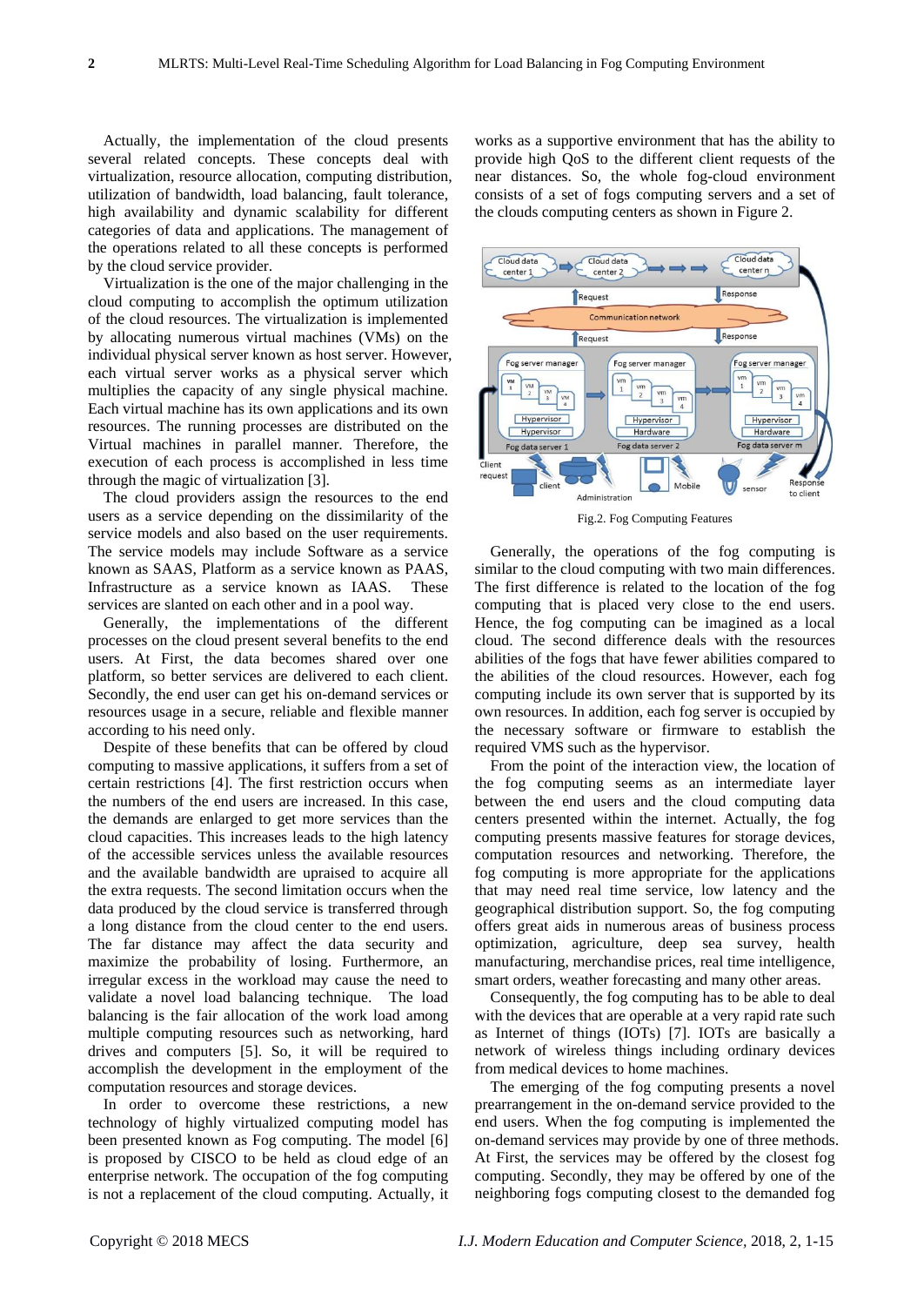Actually, the implementation of the cloud presents several related concepts. These concepts deal with virtualization, resource allocation, computing distribution, utilization of bandwidth, load balancing, fault tolerance, high availability and dynamic scalability for different categories of data and applications. The management of the operations related to all these concepts is performed by the cloud service provider.

Virtualization is the one of the major challenging in the cloud computing to accomplish the optimum utilization of the cloud resources. The virtualization is implemented by allocating numerous virtual machines (VMs) on the individual physical server known as host server. However, each virtual server works as a physical server which multiplies the capacity of any single physical machine. Each virtual machine has its own applications and its own resources. The running processes are distributed on the Virtual machines in parallel manner. Therefore, the execution of each process is accomplished in less time through the magic of virtualization [3].

The cloud providers assign the resources to the end users as a service depending on the dissimilarity of the service models and also based on the user requirements. The service models may include Software as a service known as SAAS, Platform as a service known as PAAS, Infrastructure as a service known as IAAS. These services are slanted on each other and in a pool way.

Generally, the implementations of the different processes on the cloud present several benefits to the end users. At First, the data becomes shared over one platform, so better services are delivered to each client. Secondly, the end user can get his on-demand services or resources usage in a secure, reliable and flexible manner according to his need only.

Despite of these benefits that can be offered by cloud computing to massive applications, it suffers from a set of certain restrictions [4]. The first restriction occurs when the numbers of the end users are increased. In this case, the demands are enlarged to get more services than the cloud capacities. This increases leads to the high latency of the accessible services unless the available resources and the available bandwidth are upraised to acquire all the extra requests. The second limitation occurs when the data produced by the cloud service is transferred through a long distance from the cloud center to the end users. The far distance may affect the data security and maximize the probability of losing. Furthermore, an irregular excess in the workload may cause the need to validate a novel load balancing technique. The load balancing is the fair allocation of the work load among multiple computing resources such as networking, hard drives and computers [5]. So, it will be required to accomplish the development in the employment of the computation resources and storage devices.

In order to overcome these restrictions, a new technology of highly virtualized computing model has been presented known as Fog computing. The model [6] is proposed by CISCO to be held as cloud edge of an enterprise network. The occupation of the fog computing is not a replacement of the cloud computing. Actually, it works as a supportive environment that has the ability to provide high QoS to the different client requests of the near distances. So, the whole fog-cloud environment consists of a set of fogs computing servers and a set of the clouds computing centers as shown in Figure 2.

Fig.2. Fog Computing Features

Generally, the operations of the fog computing is similar to the cloud computing with two main differences. The first difference is related to the location of the fog computing that is placed very close to the end users. Hence, the fog computing can be imagined as a local cloud. The second difference deals with the resources abilities of the fogs that have fewer abilities compared to the abilities of the cloud resources. However, each fog computing include its own server that is supported by its own resources. In addition, each fog server is occupied by the necessary software or firmware to establish the required VMS such as the hypervisor.

From the point of the interaction view, the location of the fog computing seems as an intermediate layer between the end users and the cloud computing data centers presented within the internet. Actually, the fog computing presents massive features for storage devices, computation resources and networking. Therefore, the fog computing is more appropriate for the applications that may need real time service, low latency and the geographical distribution support. So, the fog computing offers great aids in numerous areas of business process optimization, agriculture, deep sea survey, health manufacturing, merchandise prices, real time intelligence, smart orders, weather forecasting and many other areas.

Consequently, the fog computing has to be able to deal with the devices that are operable at a very rapid rate such as Internet of things (IOTs) [7]. IOTs are basically a network of wireless things including ordinary devices from medical devices to home machines.

The emerging of the fog computing presents a novel prearrangement in the on-demand service provided to the end users. When the fog computing is implemented the on-demand services may provide by one of three methods. At First, the services may be offered by the closest fog computing. Secondly, they may be offered by one of the neighboring fogs computing closest to the demanded fog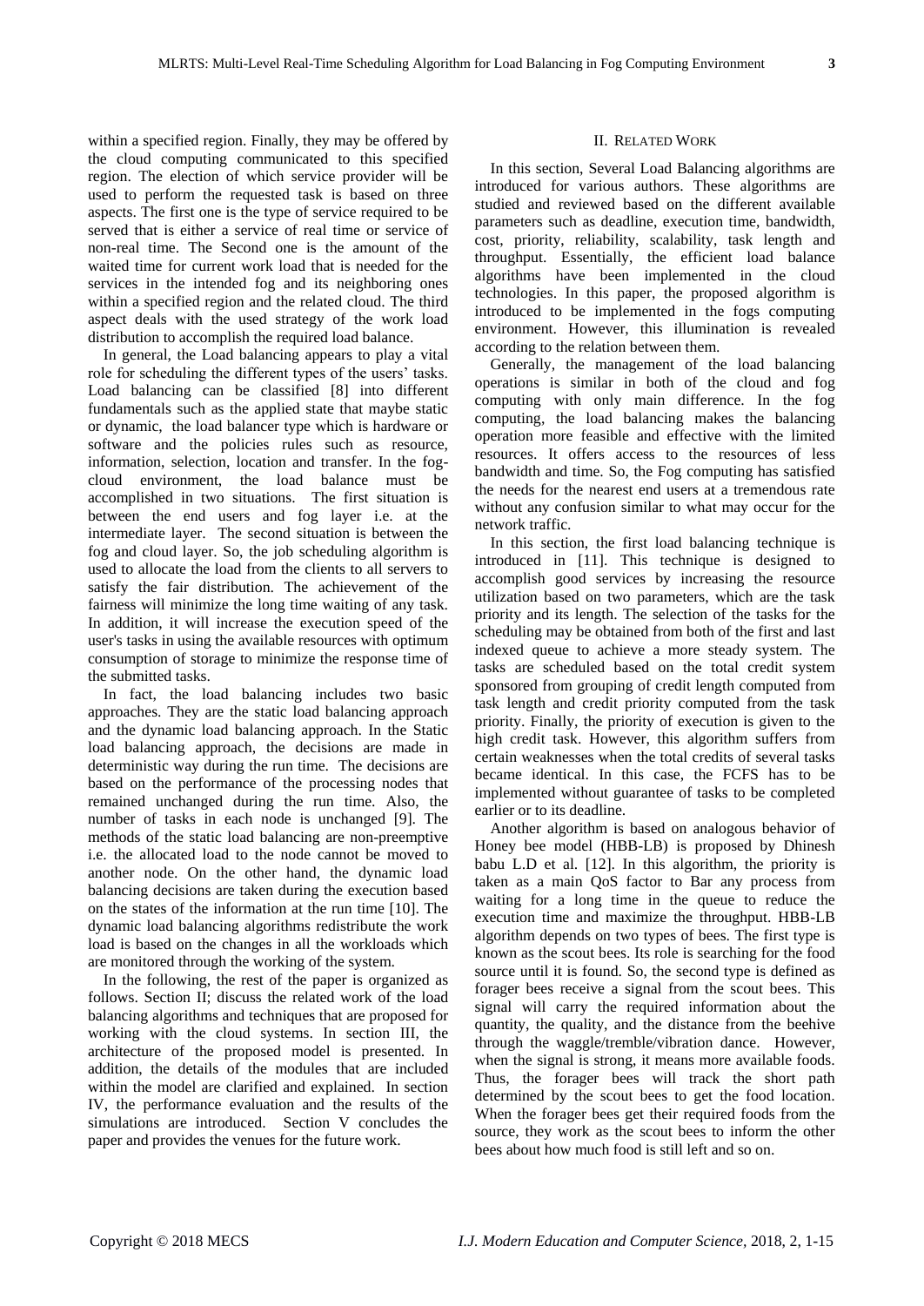within a specified region. Finally, they may be offered by the cloud computing communicated to this specified region. The election of which service provider will be used to perform the requested task is based on three aspects. The first one is the type of service required to be served that is either a service of real time or service of non-real time. The Second one is the amount of the waited time for current work load that is needed for the services in the intended fog and its neighboring ones within a specified region and the related cloud. The third aspect deals with the used strategy of the work load distribution to accomplish the required load balance.

In general, the Load balancing appears to play a vital role for scheduling the different types of the users' tasks. Load balancing can be classified [8] into different fundamentals such as the applied state that maybe static or dynamic, the load balancer type which is hardware or software and the policies rules such as resource, information, selection, location and transfer. In the fog-cloud environment, the load balance must be accomplished in two situations. The first situation is between the end users and fog layer i.e. at the intermediate layer. The second situation is between the fog and cloud layer. So, the job scheduling algorithm is used to allocate the load from the clients to all servers to satisfy the fair distribution. The achievement of the fairness will minimize the long time waiting of any task. In addition, it will increase the execution speed of the user's tasks in using the available resources with optimum consumption of storage to minimize the response time of the submitted tasks.

In fact, the load balancing includes two basic approaches. They are the static load balancing approach and the dynamic load balancing approach. In the Static load balancing approach, the decisions are made in deterministic way during the run time. The decisions are based on the performance of the processing nodes that remained unchanged during the run time. Also, the number of tasks in each node is unchanged [9]. The methods of the static load balancing are non-preemptive i.e. the allocated load to the node cannot be moved to another node. On the other hand, the dynamic load balancing decisions are taken during the execution based on the states of the information at the run time [10]. The dynamic load balancing algorithms redistribute the work load is based on the changes in all the workloads which are monitored through the working of the system.

In the following, the rest of the paper is organized as follows. Section II; discuss the related work of the load balancing algorithms and techniques that are proposed for working with the cloud systems. In section III, the architecture of the proposed model is presented. In addition, the details of the modules that are included within the model are clarified and explained. In section IV, the performance evaluation and the results of the simulations are introduced. Section V concludes the paper and provides the venues for the future work.

## II. Related Work

In this section, Several Load Balancing algorithms are introduced for various authors. These algorithms are studied and reviewed based on the different available parameters such as deadline, execution time, bandwidth, cost, priority, reliability, scalability, task length and throughput. Essentially, the efficient load balance algorithms have been implemented in the cloud technologies. In this paper, the proposed algorithm is introduced to be implemented in the fogs computing environment. However, this illumination is revealed according to the relation between them.

Generally, the management of the load balancing operations is similar in both of the cloud and fog computing with only main difference. In the fog computing, the load balancing makes the balancing operation more feasible and effective with the limited resources. It offers access to the resources of less bandwidth and time. So, the Fog computing has satisfied the needs for the nearest end users at a tremendous rate without any confusion similar to what may occur for the network traffic.

In this section, the first load balancing technique is introduced in [11]. This technique is designed to accomplish good services by increasing the resource utilization based on two parameters, which are the task priority and its length. The selection of the tasks for the scheduling may be obtained from both of the first and last indexed queue to achieve a more steady system. The tasks are scheduled based on the total credit system sponsored from grouping of credit length computed from task length and credit priority computed from the task priority. Finally, the priority of execution is given to the high credit task. However, this algorithm suffers from certain weaknesses when the total credits of several tasks became identical. In this case, the FCFS has to be implemented without guarantee of tasks to be completed earlier or to its deadline.

Another algorithm is based on analogous behavior of Honey bee model (HBB-LB) is proposed by Dhinesh babu L.D et al. [12]. In this algorithm, the priority is taken as a main QoS factor to Bar any process from waiting for a long time in the queue to reduce the execution time and maximize the throughput. HBB-LB algorithm depends on two types of bees. The first type is known as the scout bees. Its role is searching for the food source until it is found. So, the second type is defined as forager bees receive a signal from the scout bees. This signal will carry the required information about the quantity, the quality, and the distance from the beehive through the waggle/tremble/vibration dance. However, when the signal is strong, it means more available foods. Thus, the forager bees will track the short path determined by the scout bees to get the food location. When the forager bees get their required foods from the source, they work as the scout bees to inform the other bees about how much food is still left and so on.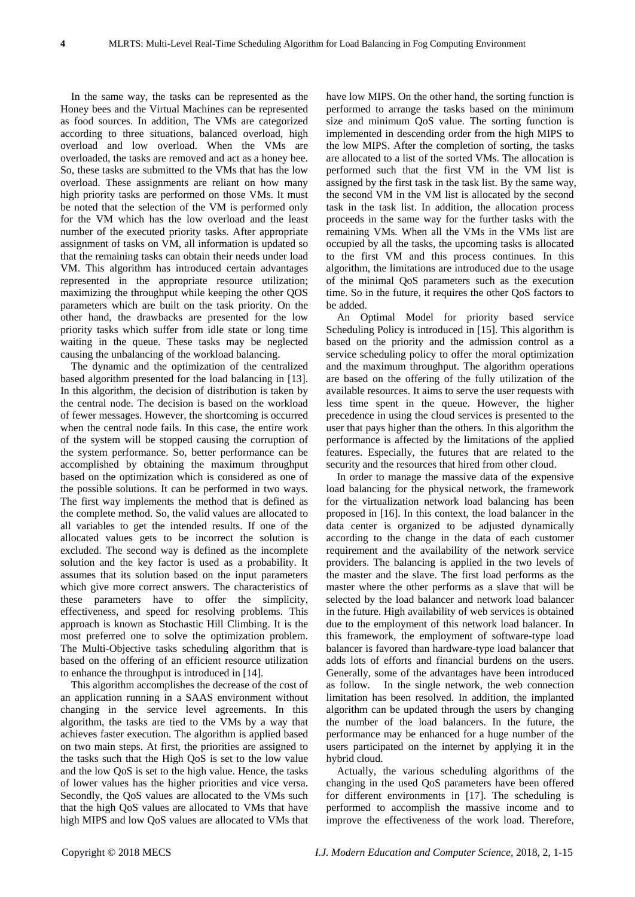In the same way, the tasks can be represented as the Honey bees and the Virtual Machines can be represented as food sources. In addition, The VMs are categorized according to three situations, balanced overload, high overload and low overload. When the VMs are overloaded, the tasks are removed and act as a honey bee. So, these tasks are submitted to the VMs that has the low overload. These assignments are reliant on how many high priority tasks are performed on those VMs. It must be noted that the selection of the VM is performed only for the VM which has the low overload and the least number of the executed priority tasks. After appropriate assignment of tasks on VM, all information is updated so that the remaining tasks can obtain their needs under load VM. This algorithm has introduced certain advantages represented in the appropriate resource utilization; maximizing the throughput while keeping the other QOS parameters which are built on the task priority. On the other hand, the drawbacks are presented for the low priority tasks which suffer from idle state or long time waiting in the queue. These tasks may be neglected causing the unbalancing of the workload balancing.

The dynamic and the optimization of the centralized based algorithm presented for the load balancing in [13]. In this algorithm, the decision of distribution is taken by the central node. The decision is based on the workload of fewer messages. However, the shortcoming is occurred when the central node fails. In this case, the entire work of the system will be stopped causing the corruption of the system performance. So, better performance can be accomplished by obtaining the maximum throughput based on the optimization which is considered as one of the possible solutions. It can be performed in two ways. The first way implements the method that is defined as the complete method. So, the valid values are allocated to all variables to get the intended results. If one of the allocated values gets to be incorrect the solution is excluded. The second way is defined as the incomplete solution and the key factor is used as a probability. It assumes that its solution based on the input parameters which give more correct answers. The characteristics of these parameters have to offer the simplicity, effectiveness, and speed for resolving problems. This approach is known as Stochastic Hill Climbing. It is the most preferred one to solve the optimization problem. The Multi-Objective tasks scheduling algorithm that is based on the offering of an efficient resource utilization to enhance the throughput is introduced in [14].

This algorithm accomplishes the decrease of the cost of an application running in a SAAS environment without changing in the service level agreements. In this algorithm, the tasks are tied to the VMs by a way that achieves faster execution. The algorithm is applied based on two main steps. At first, the priorities are assigned to the tasks such that the High QoS is set to the low value and the low QoS is set to the high value. Hence, the tasks of lower values has the higher priorities and vice versa. Secondly, the QoS values are allocated to the VMs such that the high QoS values are allocated to VMs that have high MIPS and low QoS values are allocated to VMs that have low MIPS. On the other hand, the sorting function is performed to arrange the tasks based on the minimum size and minimum QoS value. The sorting function is implemented in descending order from the high MIPS to the low MIPS. After the completion of sorting, the tasks are allocated to a list of the sorted VMs. The allocation is performed such that the first VM in the VM list is assigned by the first task in the task list. By the same way, the second VM in the VM list is allocated by the second task in the task list. In addition, the allocation process proceeds in the same way for the further tasks with the remaining VMs. When all the VMs in the VMs list are occupied by all the tasks, the upcoming tasks is allocated to the first VM and this process continues. In this algorithm, the limitations are introduced due to the usage of the minimal QoS parameters such as the execution time. So in the future, it requires the other QoS factors to be added.

An Optimal Model for priority based service Scheduling Policy is introduced in [15]. This algorithm is based on the priority and the admission control as a service scheduling policy to offer the moral optimization and the maximum throughput. The algorithm operations are based on the offering of the fully utilization of the available resources. It aims to serve the user requests with less time spent in the queue. However, the higher precedence in using the cloud services is presented to the user that pays higher than the others. In this algorithm the performance is affected by the limitations of the applied features. Especially, the futures that are related to the security and the resources that hired from other cloud.

In order to manage the massive data of the expensive load balancing for the physical network, the framework for the virtualization network load balancing has been proposed in [16]. In this context, the load balancer in the data center is organized to be adjusted dynamically according to the change in the data of each customer requirement and the availability of the network service providers. The balancing is applied in the two levels of the master and the slave. The first load performs as the master where the other performs as a slave that will be selected by the load balancer and network load balancer in the future. High availability of web services is obtained due to the employment of this network load balancer. In this framework, the employment of software-type load balancer is favored than hardware-type load balancer that adds lots of efforts and financial burdens on the users. Generally, some of the advantages have been introduced as follow. In the single network, the web connection limitation has been resolved. In addition, the implanted algorithm can be updated through the users by changing the number of the load balancers. In the future, the performance may be enhanced for a huge number of the users participated on the internet by applying it in the hybrid cloud.

Actually, the various scheduling algorithms of the changing in the used QoS parameters have been offered for different environments in [17]. The scheduling is performed to accomplish the massive income and to improve the effectiveness of the work load. Therefore,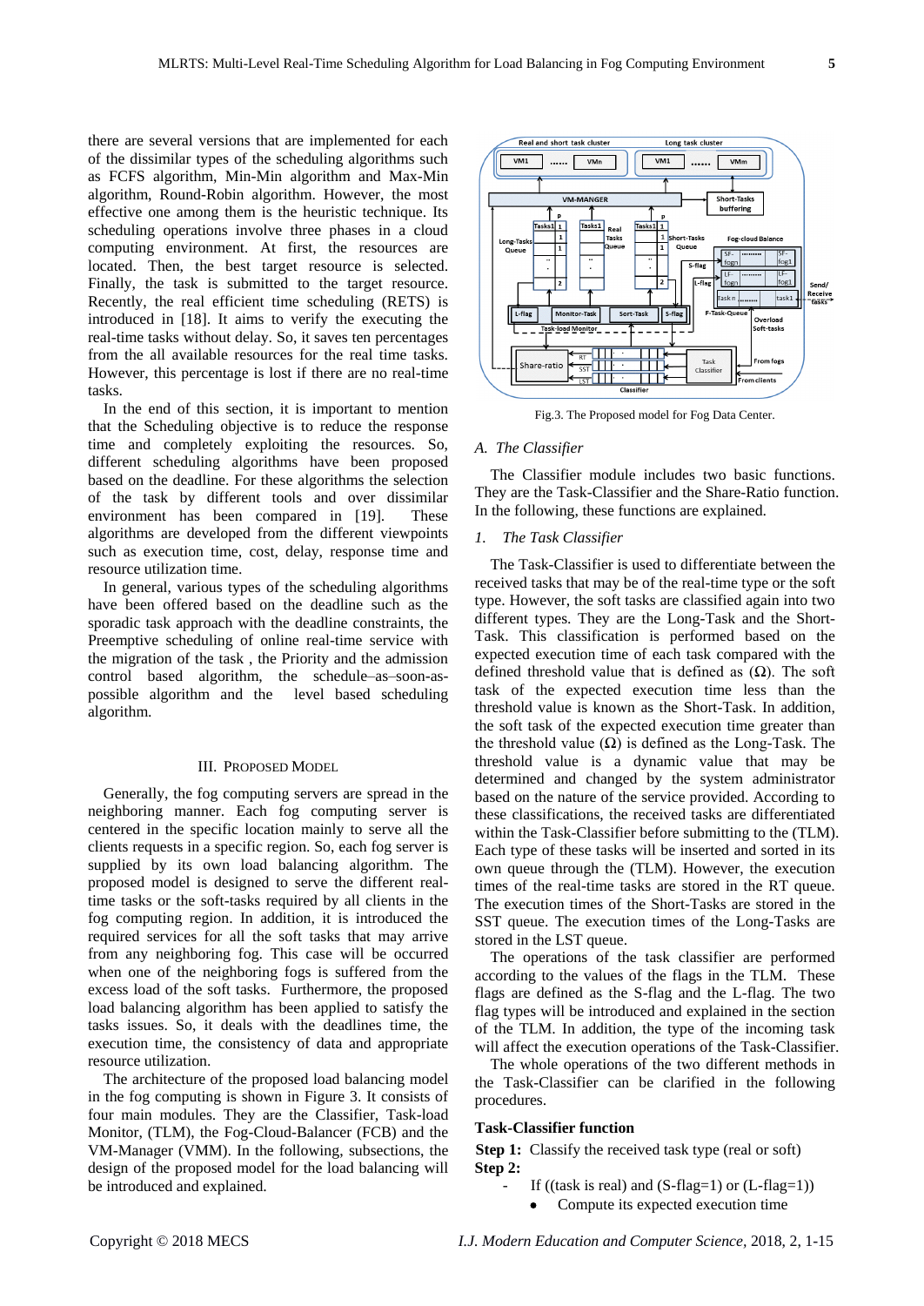there are several versions that are implemented for each of the dissimilar types of the scheduling algorithms such as FCFS algorithm, Min-Min algorithm and Max-Min algorithm, Round-Robin algorithm. However, the most effective one among them is the heuristic technique. Its scheduling operations involve three phases in a cloud computing environment. At first, the resources are located. Then, the best target resource is selected. Finally, the task is submitted to the target resource. Recently, the real efficient time scheduling (RETS) is introduced in [18]. It aims to verify the executing the real-time tasks without delay. So, it saves ten percentages from the all available resources for the real time tasks. However, this percentage is lost if there are no real-time tasks.

In the end of this section, it is important to mention that the Scheduling objective is to reduce the response time and completely exploiting the resources. So, different scheduling algorithms have been proposed based on the deadline. For these algorithms the selection of the task by different tools and over dissimilar environment has been compared in [19]. These algorithms are developed from the different viewpoints such as execution time, cost, delay, response time and resource utilization time.

In general, various types of the scheduling algorithms have been offered based on the deadline such as the sporadic task approach with the deadline constraints, the Preemptive scheduling of online real-time service with the migration of the task , the Priority and the admission control based algorithm, the schedule–as–soon-as-possible algorithm and the level based scheduling algorithm.

## III. Proposed Model

Generally, the fog computing servers are spread in the neighboring manner. Each fog computing server is centered in the specific location mainly to serve all the clients requests in a specific region. So, each fog server is supplied by its own load balancing algorithm. The proposed model is designed to serve the different real-time tasks or the soft-tasks required by all clients in the fog computing region. In addition, it is introduced the required services for all the soft tasks that may arrive from any neighboring fog. This case will be occurred when one of the neighboring fogs is suffered from the excess load of the soft tasks. Furthermore, the proposed load balancing algorithm has been applied to satisfy the tasks issues. So, it deals with the deadlines time, the execution time, the consistency of data and appropriate resource utilization.

The architecture of the proposed load balancing model in the fog computing is shown in Figure 3. It consists of four main modules. They are the Classifier, Task-load Monitor, (TLM), the Fog-Cloud-Balancer (FCB) and the VM-Manager (VMM). In the following, subsections, the design of the proposed model for the load balancing will be introduced and explained.

Fig.3. The Proposed model for Fog Data Center.

### A. The Classifier

The Classifier module includes two basic functions. They are the Task-Classifier and the Share-Ratio function. In the following, these functions are explained.

#### 1. The Task Classifier

The Task-Classifier is used to differentiate between the received tasks that may be of the real-time type or the soft type. However, the soft tasks are classified again into two different types. They are the Long-Task and the Short-Task. This classification is performed based on the expected execution time of each task compared with the defined threshold value that is defined as ($\Omega$). The soft task of the expected execution time less than the threshold value is known as the Short-Task. In addition, the soft task of the expected execution time greater than the threshold value ($\Omega$) is defined as the Long-Task. The threshold value is a dynamic value that may be determined and changed by the system administrator based on the nature of the service provided. According to these classifications, the received tasks are differentiated within the Task-Classifier before submitting to the (TLM). Each type of these tasks will be inserted and sorted in its own queue through the (TLM). However, the execution times of the real-time tasks are stored in the RT queue. The execution times of the Short-Tasks are stored in the SST queue. The execution times of the Long-Tasks are stored in the LST queue.

The operations of the task classifier are performed according to the values of the flags in the TLM. These flags are defined as the S-flag and the L-flag. The two flag types will be introduced and explained in the section of the TLM. In addition, the type of the incoming task will affect the execution operations of the Task-Classifier.

The whole operations of the two different methods in the Task-Classifier can be clarified in the following procedures.

**Task-Classifier function**

**Step 1:** Classify the received task type (real or soft)
**Step 2:**

- If ((task is real) and (S-flag=1) or (L-flag=1))
  - Compute its expected execution time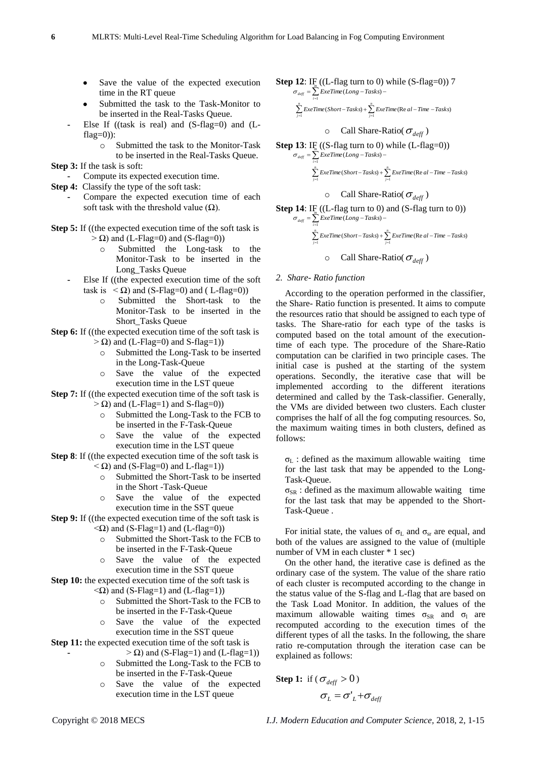- Save the value of the expected execution time in the RT queue
- Submitted the task to the Task-Monitor to be inserted in the Real-Tasks Queue.

- Else If ((task is real) and (S-flag=0) and (L-flag=0)):
  - Submitted the task to the Monitor-Task to be inserted in the Real-Tasks Queue.

**Step 3:** If the task is soft:

- Compute its expected execution time.

**Step 4:** Classify the type of the soft task:

- Compare the expected execution time of each soft task with the threshold value (Ω).

**Step 5:** If ((the expected execution time of the soft task is > Ω) and (L-Flag=0) and (S-flag=0))

- Submitted the Long-task to the Monitor-Task to be inserted in the Long_Tasks Queue

- Else If ((the expected execution time of the soft task is < Ω) and (S-Flag=0) and ( L-flag=0))
  - Submitted the Short-task to the Monitor-Task to be inserted in the Short_Tasks Queue

**Step 6:** If ((the expected execution time of the soft task is > Ω) and (L-Flag=0) and S-flag=1))

- Submitted the Long-Task to be inserted in the Long-Task-Queue
- Save the value of the expected execution time in the LST queue

**Step 7:** If ((the expected execution time of the soft task is > Ω) and (L-Flag=1) and S-flag=0))

- Submitted the Long-Task to the FCB to be inserted in the F-Task-Queue
- Save the value of the expected execution time in the LST queue

**Step 8**: If ((the expected execution time of the soft task is < Ω) and (S-flag=0) and L-flag=1))

- Submitted the Short-Task to be inserted in the Short -Task-Queue
- Save the value of the expected execution time in the SST queue

**Step 9:** If ((the expected execution time of the soft task is <Ω) and (S-Flag=1) and (L-flag=0))

- Submitted the Short-Task to the FCB to be inserted in the F-Task-Queue
- Save the value of the expected execution time in the SST queue

**Step 10:** the expected execution time of the soft task is <Ω) and (S-Flag=1) and (L-flag=1))

- Submitted the Short-Task to the FCB to be inserted in the F-Task-Queue
- Save the value of the expected execution time in the SST queue

**Step 11:** the expected execution time of the soft task is > Ω) and (S-Flag=1) and (L-flag=1))

- Submitted the Long-Task to the FCB to be inserted in the F-Task-Queue
- Save the value of the expected execution time in the LST queue

**Step 12**: IF ((L-flag turn to 0) while (S-flag=0)) 7

$$\sigma_{deff} = \sum_{i=1}^{m} ExeTime(Long-Tasks) - \sum_{j=1}^{n} ExeTime(Short-Tasks) + \sum_{j=1}^{n} ExeTime(Real-Time-Tasks)$$

- Call Share-Ratio( $\sigma_{deff}$ )

**Step 13**: IF ((S-flag turn to 0) while (L-flag=0))

$$\sigma_{deff} = \sum_{i=1}^{m} ExeTime(Long-Tasks) - \sum_{j=1}^{n} ExeTime(Short-Tasks) + \sum_{j=1}^{n} ExeTime(Real-Time-Tasks)$$

- Call Share-Ratio( $\sigma_{deff}$ )

**Step 14**: IF ((L-flag turn to 0) and (S-flag turn to 0))

$$\sigma_{deff} = \sum_{i=1}^{m} ExeTime(Long-Tasks) - \sum_{j=1}^{n} ExeTime(Short-Tasks) + \sum_{j=1}^{n} ExeTime(Real-Time-Tasks)$$

- Call Share-Ratio( $\sigma_{deff}$ )

*2. Share- Ratio function*

According to the operation performed in the classifier, the Share- Ratio function is presented. It aims to compute the resources ratio that should be assigned to each type of tasks. The Share-ratio for each type of the tasks is computed based on the total amount of the execution-time of each type. The procedure of the Share-Ratio computation can be clarified in two principle cases. The initial case is pushed at the starting of the system operations. Secondly, the iterative case that will be implemented according to the different iterations determined and called by the Task-classifier. Generally, the VMs are divided between two clusters. Each cluster comprises the half of all the fog computing resources. So, the maximum waiting times in both clusters, defined as follows:

$\sigma_L$ : defined as the maximum allowable waiting time for the last task that may be appended to the Long-Task-Queue.
$\sigma_{SR}$ : defined as the maximum allowable waiting time for the last task that may be appended to the Short-Task-Queue .

For initial state, the values of $\sigma_L$ and $\sigma_{sr}$ are equal, and both of the values are assigned to the value of (multiple number of VM in each cluster * 1 sec)

On the other hand, the iterative case is defined as the ordinary case of the system. The value of the share ratio of each cluster is recomputed according to the change in the status value of the S-flag and L-flag that are based on the Task Load Monitor. In addition, the values of the maximum allowable waiting times $\sigma_{SR}$ and $\sigma_l$ are recomputed according to the execution times of the different types of all the tasks. In the following, the share ratio re-computation through the iteration case can be explained as follows:

**Step 1:** if ( $\sigma_{deff} > 0$ )

$$\sigma_L = \sigma'_L + \sigma_{deff}$$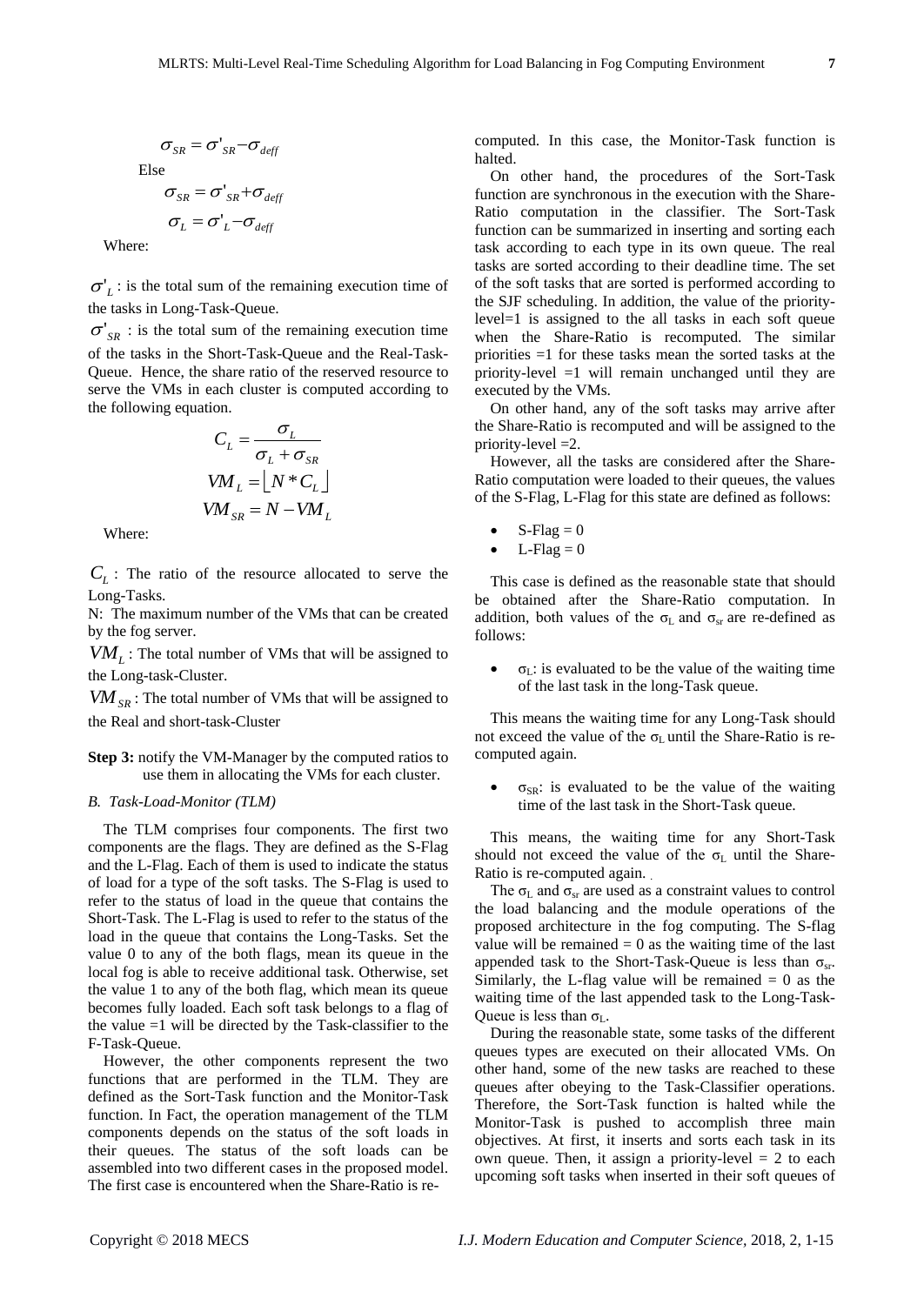$$\sigma_{SR} = \sigma'_{SR} - \sigma_{deff}$$

Else

$$\sigma_{SR} = \sigma'_{SR} + \sigma_{deff}$$

$$\sigma_L = \sigma'_L - \sigma_{deff}$$

Where:

$\sigma'_L$ : is the total sum of the remaining execution time of the tasks in Long-Task-Queue.

$\sigma'_{SR}$ : is the total sum of the remaining execution time of the tasks in the Short-Task-Queue and the Real-Task-Queue. Hence, the share ratio of the reserved resource to serve the VMs in each cluster is computed according to the following equation.

$$C_L = \frac{\sigma_L}{\sigma_L + \sigma_{SR}}$$

$$VM_L = \lfloor N * C_L \rfloor$$

$$VM_{SR} = N - VM_L$$

Where:

$C_L$ : The ratio of the resource allocated to serve the Long-Tasks.

N: The maximum number of the VMs that can be created by the fog server.

$VM_L$ : The total number of VMs that will be assigned to the Long-task-Cluster.

$VM_{SR}$ : The total number of VMs that will be assigned to the Real and short-task-Cluster

**Step 3:** notify the VM-Manager by the computed ratios to use them in allocating the VMs for each cluster.

### *B. Task-Load-Monitor (TLM)*

The TLM comprises four components. The first two components are the flags. They are defined as the S-Flag and the L-Flag. Each of them is used to indicate the status of load for a type of the soft tasks. The S-Flag is used to refer to the status of load in the queue that contains the Short-Task. The L-Flag is used to refer to the status of the load in the queue that contains the Long-Tasks. Set the value 0 to any of the both flags, mean its queue in the local fog is able to receive additional task. Otherwise, set the value 1 to any of the both flag, which mean its queue becomes fully loaded. Each soft task belongs to a flag of the value =1 will be directed by the Task-classifier to the F-Task-Queue.

However, the other components represent the two functions that are performed in the TLM. They are defined as the Sort-Task function and the Monitor-Task function. In Fact, the operation management of the TLM components depends on the status of the soft loads in their queues. The status of the soft loads can be assembled into two different cases in the proposed model. The first case is encountered when the Share-Ratio is re-computed. In this case, the Monitor-Task function is halted.

On other hand, the procedures of the Sort-Task function are synchronous in the execution with the Share-Ratio computation in the classifier. The Sort-Task function can be summarized in inserting and sorting each task according to each type in its own queue. The real tasks are sorted according to their deadline time. The set of the soft tasks that are sorted is performed according to the SJF scheduling. In addition, the value of the priority-level=1 is assigned to the all tasks in each soft queue when the Share-Ratio is recomputed. The similar priorities =1 for these tasks mean the sorted tasks at the priority-level =1 will remain unchanged until they are executed by the VMs.

On other hand, any of the soft tasks may arrive after the Share-Ratio is recomputed and will be assigned to the priority-level =2.

However, all the tasks are considered after the Share-Ratio computation were loaded to their queues, the values of the S-Flag, L-Flag for this state are defined as follows:

- S-Flag = 0
- L-Flag = 0

This case is defined as the reasonable state that should be obtained after the Share-Ratio computation. In addition, both values of the $\sigma_L$ and $\sigma_{sr}$ are re-defined as follows:

- $\sigma_L$: is evaluated to be the value of the waiting time of the last task in the long-Task queue.

This means the waiting time for any Long-Task should not exceed the value of the $\sigma_L$ until the Share-Ratio is re-computed again.

- $\sigma_{SR}$: is evaluated to be the value of the waiting time of the last task in the Short-Task queue.

This means, the waiting time for any Short-Task should not exceed the value of the $\sigma_L$ until the Share-Ratio is re-computed again.

The $\sigma_L$ and $\sigma_{sr}$ are used as a constraint values to control the load balancing and the module operations of the proposed architecture in the fog computing. The S-flag value will be remained = 0 as the waiting time of the last appended task to the Short-Task-Queue is less than $\sigma_{sr}$. Similarly, the L-flag value will be remained = 0 as the waiting time of the last appended task to the Long-Task-Queue is less than $\sigma_L$.

During the reasonable state, some tasks of the different queues types are executed on their allocated VMs. On other hand, some of the new tasks are reached to these queues after obeying to the Task-Classifier operations. Therefore, the Sort-Task function is halted while the Monitor-Task is pushed to accomplish three main objectives. At first, it inserts and sorts each task in its own queue. Then, it assign a priority-level = 2 to each upcoming soft tasks when inserted in their soft queues of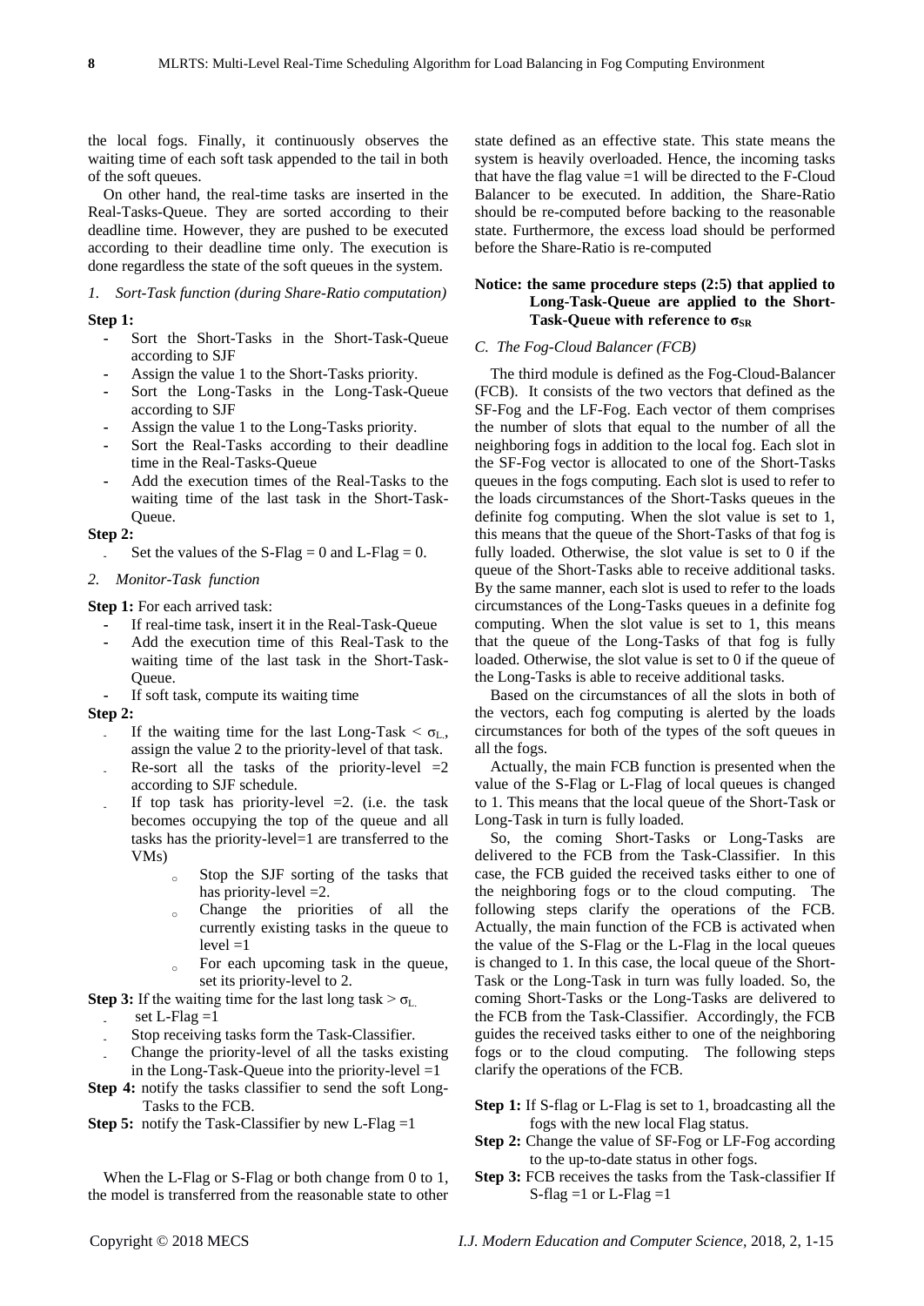the local fogs. Finally, it continuously observes the waiting time of each soft task appended to the tail in both of the soft queues.

On other hand, the real-time tasks are inserted in the Real-Tasks-Queue. They are sorted according to their deadline time. However, they are pushed to be executed according to their deadline time only. The execution is done regardless the state of the soft queues in the system.

*1. Sort-Task function (during Share-Ratio computation)*

**Step 1:**

- Sort the Short-Tasks in the Short-Task-Queue according to SJF
- Assign the value 1 to the Short-Tasks priority.
- Sort the Long-Tasks in the Long-Task-Queue according to SJF
- Assign the value 1 to the Long-Tasks priority.
- Sort the Real-Tasks according to their deadline time in the Real-Tasks-Queue
- Add the execution times of the Real-Tasks to the waiting time of the last task in the Short-Task-Queue.

**Step 2:**

- Set the values of the S-Flag = 0 and L-Flag = 0.

*2. Monitor-Task function*

**Step 1:** For each arrived task:

- If real-time task, insert it in the Real-Task-Queue
- Add the execution time of this Real-Task to the waiting time of the last task in the Short-Task-Queue.
- If soft task, compute its waiting time

**Step 2:**

- If the waiting time for the last Long-Task < $\sigma_L$, assign the value 2 to the priority-level of that task.
- Re-sort all the tasks of the priority-level =2 according to SJF schedule.
- If top task has priority-level =2. (i.e. the task becomes occupying the top of the queue and all tasks has the priority-level=1 are transferred to the VMs)
  - Stop the SJF sorting of the tasks that has priority-level =2.
  - Change the priorities of all the currently existing tasks in the queue to level =1
  - For each upcoming task in the queue, set its priority-level to 2.

**Step 3:** If the waiting time for the last long task > $\sigma_L$

- set L-Flag =1
- Stop receiving tasks form the Task-Classifier.
- Change the priority-level of all the tasks existing in the Long-Task-Queue into the priority-level =1

**Step 4:** notify the tasks classifier to send the soft Long-Tasks to the FCB.

**Step 5:** notify the Task-Classifier by new L-Flag =1

When the L-Flag or S-Flag or both change from 0 to 1, the model is transferred from the reasonable state to other state defined as an effective state. This state means the system is heavily overloaded. Hence, the incoming tasks that have the flag value =1 will be directed to the F-Cloud Balancer to be executed. In addition, the Share-Ratio should be re-computed before backing to the reasonable state. Furthermore, the excess load should be performed before the Share-Ratio is re-computed

**Notice: the same procedure steps (2:5) that applied to Long-Task-Queue are applied to the Short-Task-Queue with reference to $\sigma_{SR}$**

*C. The Fog-Cloud Balancer (FCB)*

The third module is defined as the Fog-Cloud-Balancer (FCB). It consists of the two vectors that defined as the SF-Fog and the LF-Fog. Each vector of them comprises the number of slots that equal to the number of all the neighboring fogs in addition to the local fog. Each slot in the SF-Fog vector is allocated to one of the Short-Tasks queues in the fogs computing. Each slot is used to refer to the loads circumstances of the Short-Tasks queues in the definite fog computing. When the slot value is set to 1, this means that the queue of the Short-Tasks of that fog is fully loaded. Otherwise, the slot value is set to 0 if the queue of the Short-Tasks able to receive additional tasks. By the same manner, each slot is used to refer to the loads circumstances of the Long-Tasks queues in a definite fog computing. When the slot value is set to 1, this means that the queue of the Long-Tasks of that fog is fully loaded. Otherwise, the slot value is set to 0 if the queue of the Long-Tasks is able to receive additional tasks.

Based on the circumstances of all the slots in both of the vectors, each fog computing is alerted by the loads circumstances for both of the types of the soft queues in all the fogs.

Actually, the main FCB function is presented when the value of the S-Flag or L-Flag of local queues is changed to 1. This means that the local queue of the Short-Task or Long-Task in turn is fully loaded.

So, the coming Short-Tasks or Long-Tasks are delivered to the FCB from the Task-Classifier. In this case, the FCB guided the received tasks either to one of the neighboring fogs or to the cloud computing. The following steps clarify the operations of the FCB. Actually, the main function of the FCB is activated when the value of the S-Flag or the L-Flag in the local queues is changed to 1. In this case, the local queue of the Short-Task or the Long-Task in turn was fully loaded. So, the coming Short-Tasks or the Long-Tasks are delivered to the FCB from the Task-Classifier. Accordingly, the FCB guides the received tasks either to one of the neighboring fogs or to the cloud computing. The following steps clarify the operations of the FCB.

**Step 1:** If S-flag or L-Flag is set to 1, broadcasting all the fogs with the new local Flag status.

**Step 2:** Change the value of SF-Fog or LF-Fog according to the up-to-date status in other fogs.

**Step 3:** FCB receives the tasks from the Task-classifier If S-flag =1 or L-Flag =1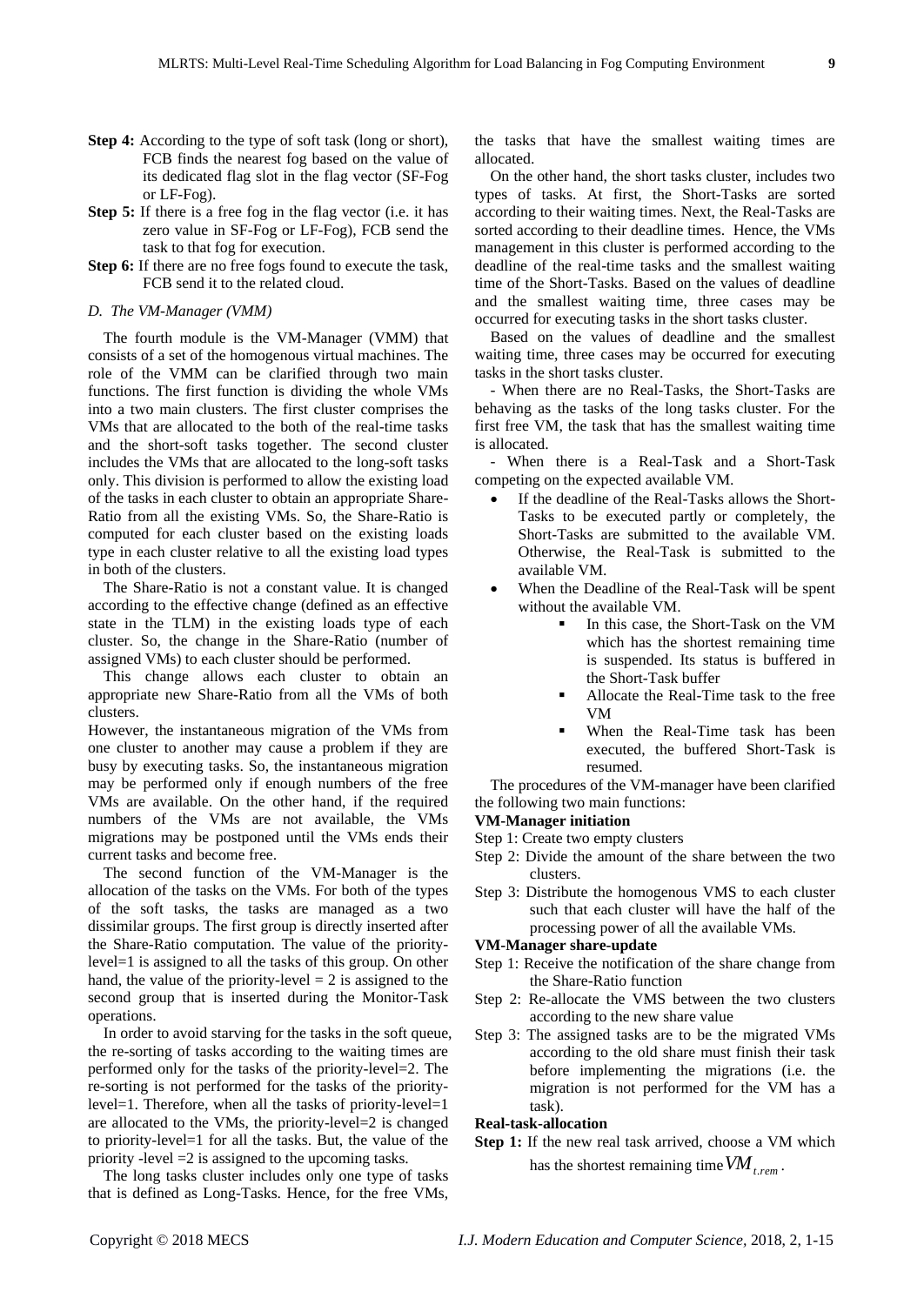**Step 4:** According to the type of soft task (long or short), FCB finds the nearest fog based on the value of its dedicated flag slot in the flag vector (SF-Fog or LF-Fog).

**Step 5:** If there is a free fog in the flag vector (i.e. it has zero value in SF-Fog or LF-Fog), FCB send the task to that fog for execution.

**Step 6:** If there are no free fogs found to execute the task, FCB send it to the related cloud.

### *D. The VM-Manager (VMM)*

The fourth module is the VM-Manager (VMM) that consists of a set of the homogenous virtual machines. The role of the VMM can be clarified through two main functions. The first function is dividing the whole VMs into a two main clusters. The first cluster comprises the VMs that are allocated to the both of the real-time tasks and the short-soft tasks together. The second cluster includes the VMs that are allocated to the long-soft tasks only. This division is performed to allow the existing load of the tasks in each cluster to obtain an appropriate Share-Ratio from all the existing VMs. So, the Share-Ratio is computed for each cluster based on the existing loads type in each cluster relative to all the existing load types in both of the clusters.

The Share-Ratio is not a constant value. It is changed according to the effective change (defined as an effective state in the TLM) in the existing loads type of each cluster. So, the change in the Share-Ratio (number of assigned VMs) to each cluster should be performed.

This change allows each cluster to obtain an appropriate new Share-Ratio from all the VMs of both clusters.

However, the instantaneous migration of the VMs from one cluster to another may cause a problem if they are busy by executing tasks. So, the instantaneous migration may be performed only if enough numbers of the free VMs are available. On the other hand, if the required numbers of the VMs are not available, the VMs migrations may be postponed until the VMs ends their current tasks and become free.

The second function of the VM-Manager is the allocation of the tasks on the VMs. For both of the types of the soft tasks, the tasks are managed as a two dissimilar groups. The first group is directly inserted after the Share-Ratio computation. The value of the priority-level=1 is assigned to all the tasks of this group. On other hand, the value of the priority-level = 2 is assigned to the second group that is inserted during the Monitor-Task operations.

In order to avoid starving for the tasks in the soft queue, the re-sorting of tasks according to the waiting times are performed only for the tasks of the priority-level=2. The re-sorting is not performed for the tasks of the priority-level=1. Therefore, when all the tasks of priority-level=1 are allocated to the VMs, the priority-level=2 is changed to priority-level=1 for all the tasks. But, the value of the priority -level =2 is assigned to the upcoming tasks.

The long tasks cluster includes only one type of tasks that is defined as Long-Tasks. Hence, for the free VMs, the tasks that have the smallest waiting times are allocated.

On the other hand, the short tasks cluster, includes two types of tasks. At first, the Short-Tasks are sorted according to their waiting times. Next, the Real-Tasks are sorted according to their deadline times. Hence, the VMs management in this cluster is performed according to the deadline of the real-time tasks and the smallest waiting time of the Short-Tasks. Based on the values of deadline and the smallest waiting time, three cases may be occurred for executing tasks in the short tasks cluster.

Based on the values of deadline and the smallest waiting time, three cases may be occurred for executing tasks in the short tasks cluster.

- When there are no Real-Tasks, the Short-Tasks are behaving as the tasks of the long tasks cluster. For the first free VM, the task that has the smallest waiting time is allocated.

- When there is a Real-Task and a Short-Task competing on the expected available VM.

- If the deadline of the Real-Tasks allows the Short-Tasks to be executed partly or completely, the Short-Tasks are submitted to the available VM. Otherwise, the Real-Task is submitted to the available VM.
- When the Deadline of the Real-Task will be spent without the available VM.
    - In this case, the Short-Task on the VM which has the shortest remaining time is suspended. Its status is buffered in the Short-Task buffer
    - Allocate the Real-Time task to the free VM
    - When the Real-Time task has been executed, the buffered Short-Task is resumed.

The procedures of the VM-manager have been clarified the following two main functions:

**VM-Manager initiation**

Step 1: Create two empty clusters

Step 2: Divide the amount of the share between the two clusters.

Step 3: Distribute the homogenous VMS to each cluster such that each cluster will have the half of the processing power of all the available VMs.

**VM-Manager share-update**

Step 1: Receive the notification of the share change from the Share-Ratio function

Step 2: Re-allocate the VMS between the two clusters according to the new share value

Step 3: The assigned tasks are to be the migrated VMs according to the old share must finish their task before implementing the migrations (i.e. the migration is not performed for the VM has a task).

**Real-task-allocation**

**Step 1:** If the new real task arrived, choose a VM which has the shortest remaining time $VM_{t.rem}$.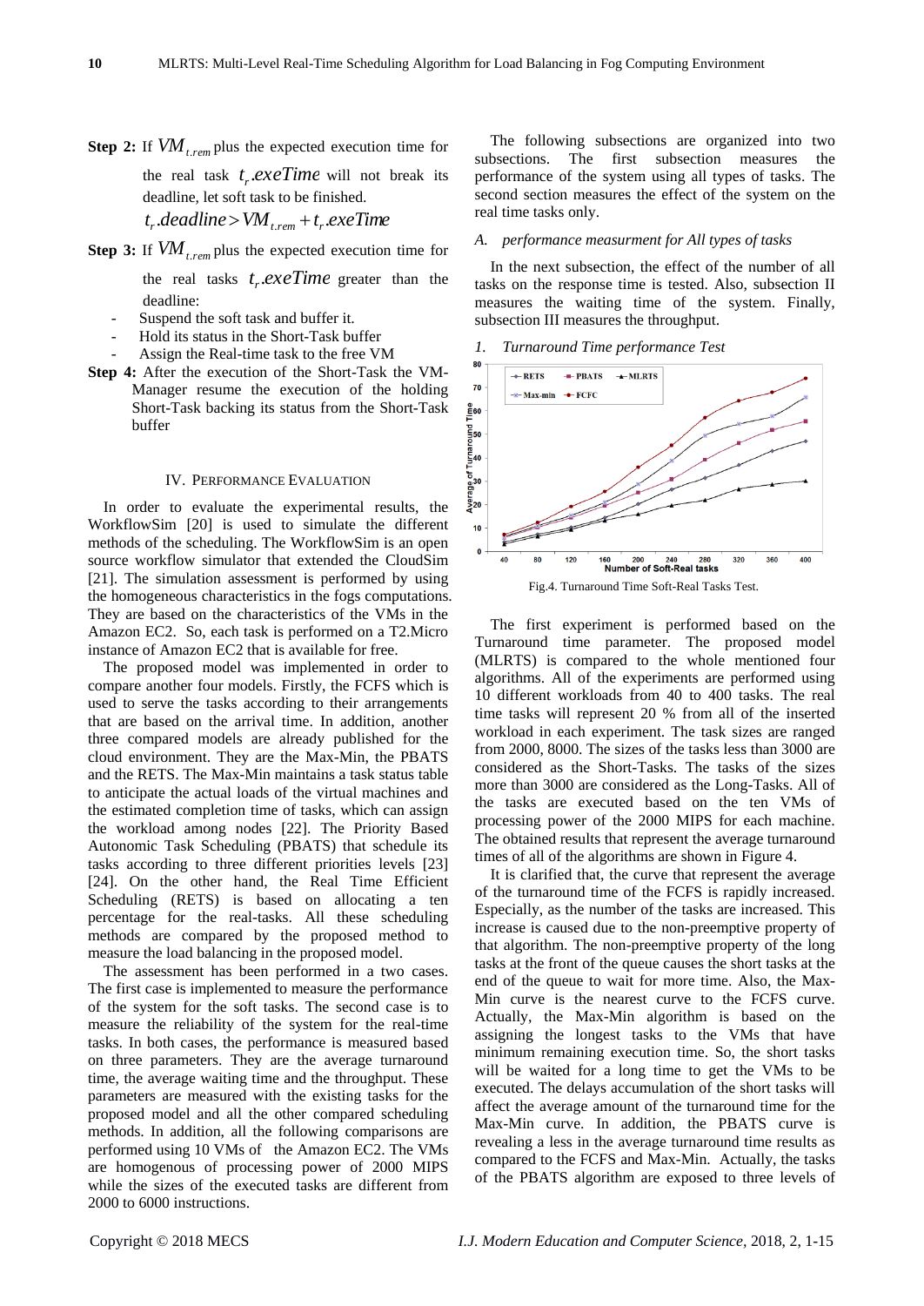**Step 2:** If $VM_{t.rem}$ plus the expected execution time for the real task $t_r.exeTime$ will not break its deadline, let soft task to be finished.

$$t_r.deadline > VM_{t.rem} + t_r.exeTime$$

**Step 3:** If $VM_{t.rem}$ plus the expected execution time for the real tasks $t_r.exeTime$ greater than the deadline:

- Suspend the soft task and buffer it.
- Hold its status in the Short-Task buffer
- Assign the Real-time task to the free VM

**Step 4:** After the execution of the Short-Task the VM-Manager resume the execution of the holding Short-Task backing its status from the Short-Task buffer

## IV. Performance Evaluation

In order to evaluate the experimental results, the WorkflowSim [20] is used to simulate the different methods of the scheduling. The WorkflowSim is an open source workflow simulator that extended the CloudSim [21]. The simulation assessment is performed by using the homogeneous characteristics in the fogs computations. They are based on the characteristics of the VMs in the Amazon EC2. So, each task is performed on a T2.Micro instance of Amazon EC2 that is available for free.

The proposed model was implemented in order to compare another four models. Firstly, the FCFS which is used to serve the tasks according to their arrangements that are based on the arrival time. In addition, another three compared models are already published for the cloud environment. They are the Max-Min, the PBATS and the RETS. The Max-Min maintains a task status table to anticipate the actual loads of the virtual machines and the estimated completion time of tasks, which can assign the workload among nodes [22]. The Priority Based Autonomic Task Scheduling (PBATS) that schedule its tasks according to three different priorities levels [23] [24]. On the other hand, the Real Time Efficient Scheduling (RETS) is based on allocating a ten percentage for the real-tasks. All these scheduling methods are compared by the proposed method to measure the load balancing in the proposed model.

The assessment has been performed in a two cases. The first case is implemented to measure the performance of the system for the soft tasks. The second case is to measure the reliability of the system for the real-time tasks. In both cases, the performance is measured based on three parameters. They are the average turnaround time, the average waiting time and the throughput. These parameters are measured with the existing tasks for the proposed model and all the other compared scheduling methods. In addition, all the following comparisons are performed using 10 VMs of the Amazon EC2. The VMs are homogenous of processing power of 2000 MIPS while the sizes of the executed tasks are different from 2000 to 6000 instructions.

The following subsections are organized into two subsections. The first subsection measures the performance of the system using all types of tasks. The second section measures the effect of the system on the real time tasks only.

### A. *performance measurment for All types of tasks*

In the next subsection, the effect of the number of all tasks on the response time is tested. Also, subsection II measures the waiting time of the system. Finally, subsection III measures the throughput.

#### 1. *Turnaround Time performance Test*

Fig.4. Turnaround Time Soft-Real Tasks Test.

The first experiment is performed based on the Turnaround time parameter. The proposed model (MLRTS) is compared to the whole mentioned four algorithms. All of the experiments are performed using 10 different workloads from 40 to 400 tasks. The real time tasks will represent 20 % from all of the inserted workload in each experiment. The task sizes are ranged from 2000, 8000. The sizes of the tasks less than 3000 are considered as the Short-Tasks. The tasks of the sizes more than 3000 are considered as the Long-Tasks. All of the tasks are executed based on the ten VMs of processing power of the 2000 MIPS for each machine. The obtained results that represent the average turnaround times of all of the algorithms are shown in Figure 4.

It is clarified that, the curve that represent the average of the turnaround time of the FCFS is rapidly increased. Especially, as the number of the tasks are increased. This increase is caused due to the non-preemptive property of that algorithm. The non-preemptive property of the long tasks at the front of the queue causes the short tasks at the end of the queue to wait for more time. Also, the Max-Min curve is the nearest curve to the FCFS curve. Actually, the Max-Min algorithm is based on the assigning the longest tasks to the VMs that have minimum remaining execution time. So, the short tasks will be waited for a long time to get the VMs to be executed. The delays accumulation of the short tasks will affect the average amount of the turnaround time for the Max-Min curve. In addition, the PBATS curve is revealing a less in the average turnaround time results as compared to the FCFS and Max-Min. Actually, the tasks of the PBATS algorithm are exposed to three levels of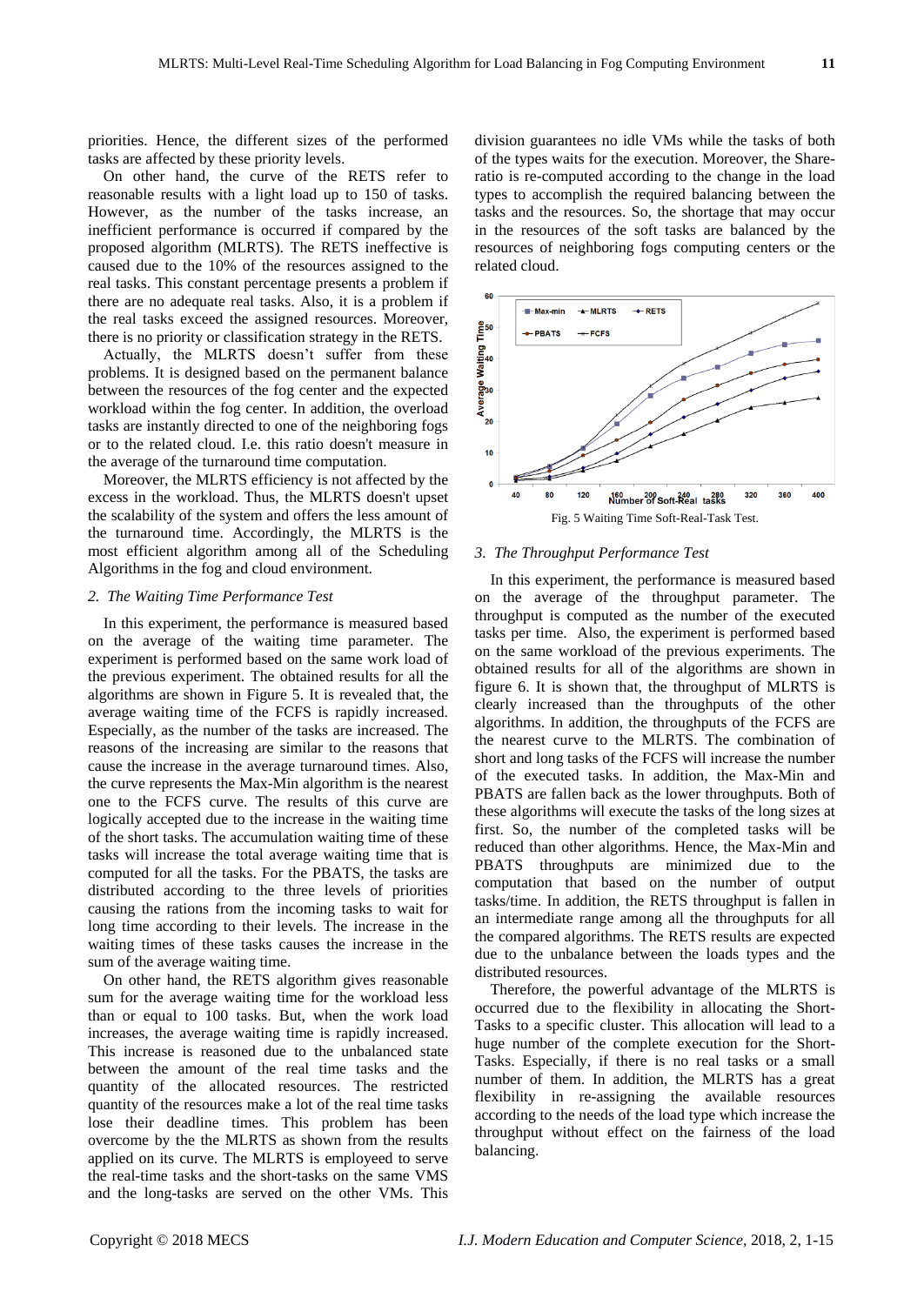priorities. Hence, the different sizes of the performed tasks are affected by these priority levels.

On other hand, the curve of the RETS refer to reasonable results with a light load up to 150 of tasks. However, as the number of the tasks increase, an inefficient performance is occurred if compared by the proposed algorithm (MLRTS). The RETS ineffective is caused due to the 10% of the resources assigned to the real tasks. This constant percentage presents a problem if there are no adequate real tasks. Also, it is a problem if the real tasks exceed the assigned resources. Moreover, there is no priority or classification strategy in the RETS.

Actually, the MLRTS doesn't suffer from these problems. It is designed based on the permanent balance between the resources of the fog center and the expected workload within the fog center. In addition, the overload tasks are instantly directed to one of the neighboring fogs or to the related cloud. I.e. this ratio doesn't measure in the average of the turnaround time computation.

Moreover, the MLRTS efficiency is not affected by the excess in the workload. Thus, the MLRTS doesn't upset the scalability of the system and offers the less amount of the turnaround time. Accordingly, the MLRTS is the most efficient algorithm among all of the Scheduling Algorithms in the fog and cloud environment.

### *2. The Waiting Time Performance Test*

In this experiment, the performance is measured based on the average of the waiting time parameter. The experiment is performed based on the same work load of the previous experiment. The obtained results for all the algorithms are shown in Figure 5. It is revealed that, the average waiting time of the FCFS is rapidly increased. Especially, as the number of the tasks are increased. The reasons of the increasing are similar to the reasons that cause the increase in the average turnaround times. Also, the curve represents the Max-Min algorithm is the nearest one to the FCFS curve. The results of this curve are logically accepted due to the increase in the waiting time of the short tasks. The accumulation waiting time of these tasks will increase the total average waiting time that is computed for all the tasks. For the PBATS, the tasks are distributed according to the three levels of priorities causing the rations from the incoming tasks to wait for long time according to their levels. The increase in the waiting times of these tasks causes the increase in the sum of the average waiting time.

On other hand, the RETS algorithm gives reasonable sum for the average waiting time for the workload less than or equal to 100 tasks. But, when the work load increases, the average waiting time is rapidly increased. This increase is reasoned due to the unbalanced state between the amount of the real time tasks and the quantity of the allocated resources. The restricted quantity of the resources make a lot of the real time tasks lose their deadline times. This problem has been overcome by the the MLRTS as shown from the results applied on its curve. The MLRTS is employeed to serve the real-time tasks and the short-tasks on the same VMS and the long-tasks are served on the other VMs. This division guarantees no idle VMs while the tasks of both of the types waits for the execution. Moreover, the Share-ratio is re-computed according to the change in the load types to accomplish the required balancing between the tasks and the resources. So, the shortage that may occur in the resources of the soft tasks are balanced by the resources of neighboring fogs computing centers or the related cloud.

Fig. 5 Waiting Time Soft-Real-Task Test.

### *3. The Throughput Performance Test*

In this experiment, the performance is measured based on the average of the throughput parameter. The throughput is computed as the number of the executed tasks per time. Also, the experiment is performed based on the same workload of the previous experiments. The obtained results for all of the algorithms are shown in figure 6. It is shown that, the throughput of MLRTS is clearly increased than the throughputs of the other algorithms. In addition, the throughputs of the FCFS are the nearest curve to the MLRTS. The combination of short and long tasks of the FCFS will increase the number of the executed tasks. In addition, the Max-Min and PBATS are fallen back as the lower throughputs. Both of these algorithms will execute the tasks of the long sizes at first. So, the number of the completed tasks will be reduced than other algorithms. Hence, the Max-Min and PBATS throughputs are minimized due to the computation that based on the number of output tasks/time. In addition, the RETS throughput is fallen in an intermediate range among all the throughputs for all the compared algorithms. The RETS results are expected due to the unbalance between the loads types and the distributed resources.

Therefore, the powerful advantage of the MLRTS is occurred due to the flexibility in allocating the Short-Tasks to a specific cluster. This allocation will lead to a huge number of the complete execution for the Short-Tasks. Especially, if there is no real tasks or a small number of them. In addition, the MLRTS has a great flexibility in re-assigning the available resources according to the needs of the load type which increase the throughput without effect on the fairness of the load balancing.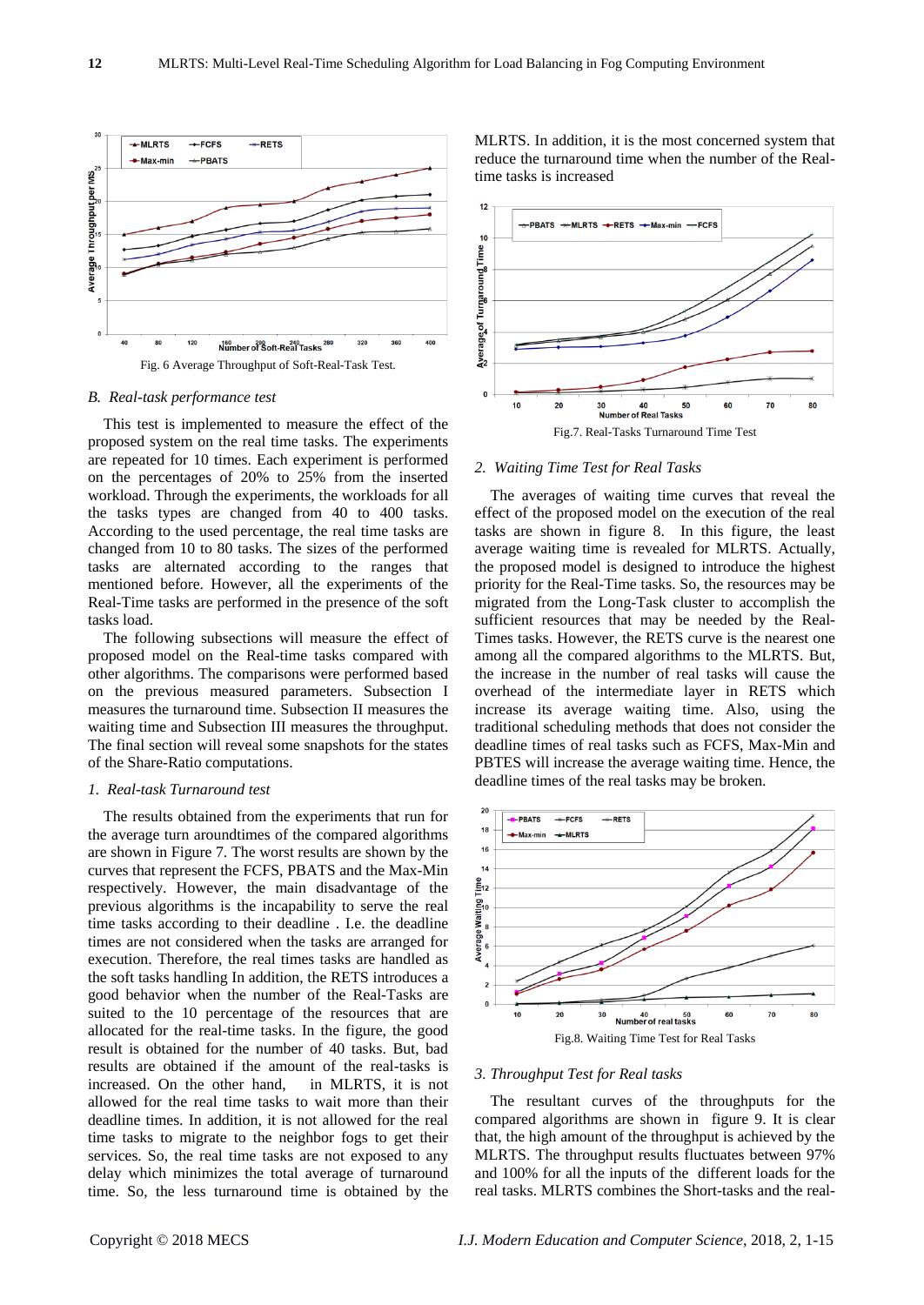Fig. 6 Average Throughput of Soft-Real-Task Test.

### B. Real-task performance test

This test is implemented to measure the effect of the proposed system on the real time tasks. The experiments are repeated for 10 times. Each experiment is performed on the percentages of 20% to 25% from the inserted workload. Through the experiments, the workloads for all the tasks types are changed from 40 to 400 tasks. According to the used percentage, the real time tasks are changed from 10 to 80 tasks. The sizes of the performed tasks are alternated according to the ranges that mentioned before. However, all the experiments of the Real-Time tasks are performed in the presence of the soft tasks load.

The following subsections will measure the effect of proposed model on the Real-time tasks compared with other algorithms. The comparisons were performed based on the previous measured parameters. Subsection I measures the turnaround time. Subsection II measures the waiting time and Subsection III measures the throughput. The final section will reveal some snapshots for the states of the Share-Ratio computations.

#### 1. Real-task Turnaround test

The results obtained from the experiments that run for the average turn aroundtimes of the compared algorithms are shown in Figure 7. The worst results are shown by the curves that represent the FCFS, PBATS and the Max-Min respectively. However, the main disadvantage of the previous algorithms is the incapability to serve the real time tasks according to their deadline . I.e. the deadline times are not considered when the tasks are arranged for execution. Therefore, the real times tasks are handled as the soft tasks handling In addition, the RETS introduces a good behavior when the number of the Real-Tasks are suited to the 10 percentage of the resources that are allocated for the real-time tasks. In the figure, the good result is obtained for the number of 40 tasks. But, bad results are obtained if the amount of the real-tasks is increased. On the other hand, in MLRTS, it is not allowed for the real time tasks to wait more than their deadline times. In addition, it is not allowed for the real time tasks to migrate to the neighbor fogs to get their services. So, the real time tasks are not exposed to any delay which minimizes the total average of turnaround time. So, the less turnaround time is obtained by the MLRTS. In addition, it is the most concerned system that reduce the turnaround time when the number of the Real-time tasks is increased

Fig.7. Real-Tasks Turnaround Time Test

#### 2. Waiting Time Test for Real Tasks

The averages of waiting time curves that reveal the effect of the proposed model on the execution of the real tasks are shown in figure 8. In this figure, the least average waiting time is revealed for MLRTS. Actually, the proposed model is designed to introduce the highest priority for the Real-Time tasks. So, the resources may be migrated from the Long-Task cluster to accomplish the sufficient resources that may be needed by the Real-Times tasks. However, the RETS curve is the nearest one among all the compared algorithms to the MLRTS. But, the increase in the number of real tasks will cause the overhead of the intermediate layer in RETS which increase its average waiting time. Also, using the traditional scheduling methods that does not consider the deadline times of real tasks such as FCFS, Max-Min and PBTES will increase the average waiting time. Hence, the deadline times of the real tasks may be broken.

Fig.8. Waiting Time Test for Real Tasks

#### 3. Throughput Test for Real tasks

The resultant curves of the throughputs for the compared algorithms are shown in figure 9. It is clear that, the high amount of the throughput is achieved by the MLRTS. The throughput results fluctuates between 97% and 100% for all the inputs of the different loads for the real tasks. MLRTS combines the Short-tasks and the real-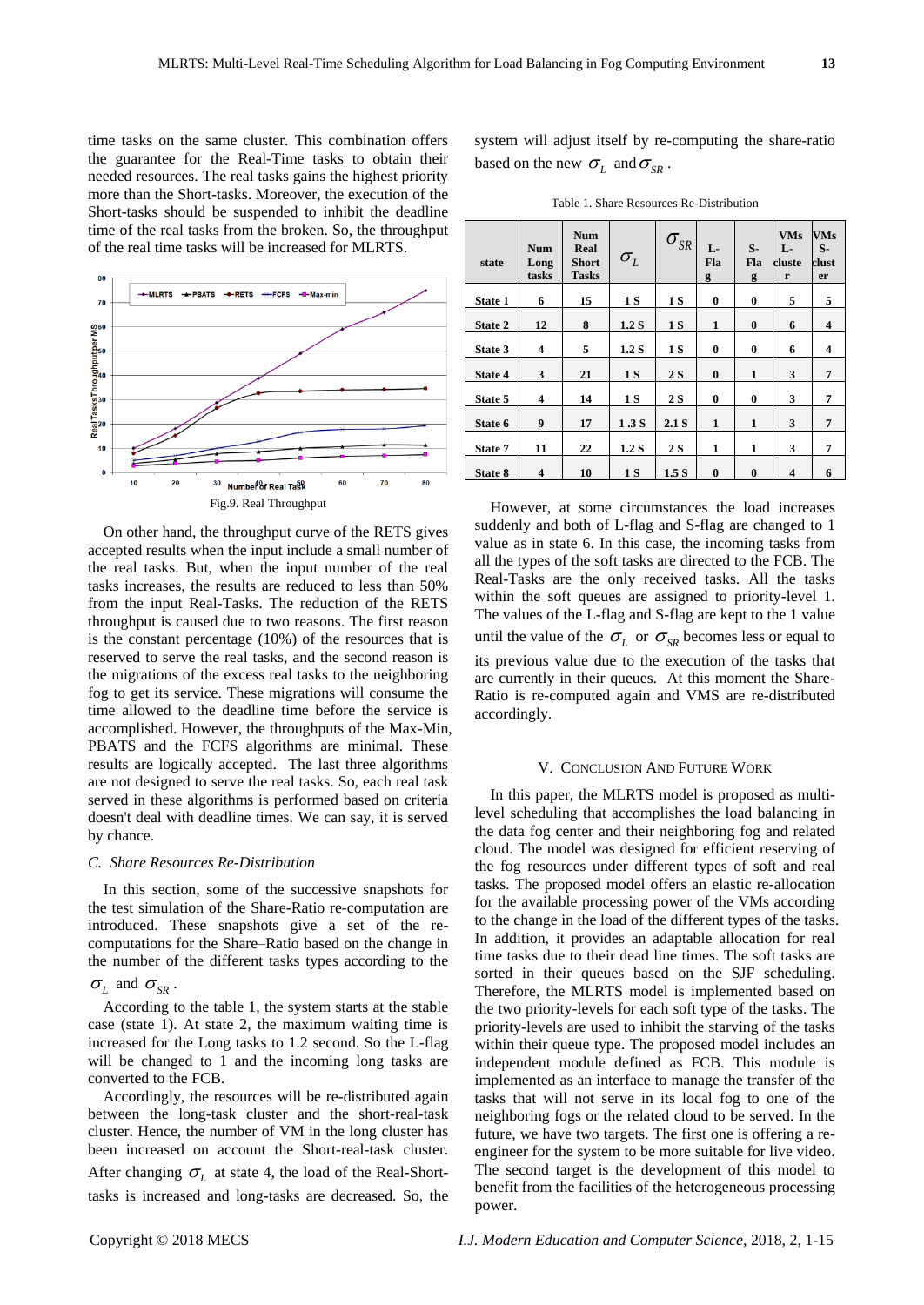time tasks on the same cluster. This combination offers the guarantee for the Real-Time tasks to obtain their needed resources. The real tasks gains the highest priority more than the Short-tasks. Moreover, the execution of the Short-tasks should be suspended to inhibit the deadline time of the real tasks from the broken. So, the throughput of the real time tasks will be increased for MLRTS.

Fig.9. Real Throughput

On other hand, the throughput curve of the RETS gives accepted results when the input include a small number of the real tasks. But, when the input number of the real tasks increases, the results are reduced to less than 50% from the input Real-Tasks. The reduction of the RETS throughput is caused due to two reasons. The first reason is the constant percentage (10%) of the resources that is reserved to serve the real tasks, and the second reason is the migrations of the excess real tasks to the neighboring fog to get its service. These migrations will consume the time allowed to the deadline time before the service is accomplished. However, the throughputs of the Max-Min, PBATS and the FCFS algorithms are minimal. These results are logically accepted. The last three algorithms are not designed to serve the real tasks. So, each real task served in these algorithms is performed based on criteria doesn't deal with deadline times. We can say, it is served by chance.

### C. Share Resources Re-Distribution

In this section, some of the successive snapshots for the test simulation of the Share-Ratio re-computation are introduced. These snapshots give a set of the re-computations for the Share–Ratio based on the change in the number of the different tasks types according to the $\sigma_L$ and $\sigma_{SR}$.

According to the table 1, the system starts at the stable case (state 1). At state 2, the maximum waiting time is increased for the Long tasks to 1.2 second. So the L-flag will be changed to 1 and the incoming long tasks are converted to the FCB.

Accordingly, the resources will be re-distributed again between the long-task cluster and the short-real-task cluster. Hence, the number of VM in the long cluster has been increased on account the Short-real-task cluster. After changing $\sigma_L$ at state 4, the load of the Real-Short-tasks is increased and long-tasks are decreased. So, the system will adjust itself by re-computing the share-ratio based on the new $\sigma_L$ and $\sigma_{SR}$.

Table 1. Share Resources Re-Distribution

| state | Num Long tasks | Num Real Short Tasks | $\sigma_L$ | $\sigma_{SR}$ | L-Flag | S-Flag | VMs L-cluster | VMs S-cluster |
|---|---|---|---|---|---|---|---|---|
| State 1 | 6 | 15 | 1 S | 1 S | 0 | 0 | 5 | 5 |
| State 2 | 12 | 8 | 1.2 S | 1 S | 1 | 0 | 6 | 4 |
| State 3 | 4 | 5 | 1.2 S | 1 S | 0 | 0 | 6 | 4 |
| State 4 | 3 | 21 | 1 S | 2 S | 0 | 1 | 3 | 7 |
| State 5 | 4 | 14 | 1 S | 2 S | 0 | 0 | 3 | 7 |
| State 6 | 9 | 17 | 1 .3 S | 2.1 S | 1 | 1 | 3 | 7 |
| State 7 | 11 | 22 | 1.2 S | 2 S | 1 | 1 | 3 | 7 |
| State 8 | 4 | 10 | 1 S | 1.5 S | 0 | 0 | 4 | 6 |

However, at some circumstances the load increases suddenly and both of L-flag and S-flag are changed to 1 value as in state 6. In this case, the incoming tasks from all the types of the soft tasks are directed to the FCB. The Real-Tasks are the only received tasks. All the tasks within the soft queues are assigned to priority-level 1. The values of the L-flag and S-flag are kept to the 1 value until the value of the $\sigma_L$ or $\sigma_{SR}$ becomes less or equal to its previous value due to the execution of the tasks that are currently in their queues. At this moment the Share-Ratio is re-computed again and VMS are re-distributed accordingly.

## V. Conclusion And Future Work

In this paper, the MLRTS model is proposed as multi-level scheduling that accomplishes the load balancing in the data fog center and their neighboring fog and related cloud. The model was designed for efficient reserving of the fog resources under different types of soft and real tasks. The proposed model offers an elastic re-allocation for the available processing power of the VMs according to the change in the load of the different types of the tasks. In addition, it provides an adaptable allocation for real time tasks due to their dead line times. The soft tasks are sorted in their queues based on the SJF scheduling. Therefore, the MLRTS model is implemented based on the two priority-levels for each soft type of the tasks. The priority-levels are used to inhibit the starving of the tasks within their queue type. The proposed model includes an independent module defined as FCB. This module is implemented as an interface to manage the transfer of the tasks that will not serve in its local fog to one of the neighboring fogs or the related cloud to be served. In the future, we have two targets. The first one is offering a re-engineer for the system to be more suitable for live video. The second target is the development of this model to benefit from the facilities of the heterogeneous processing power.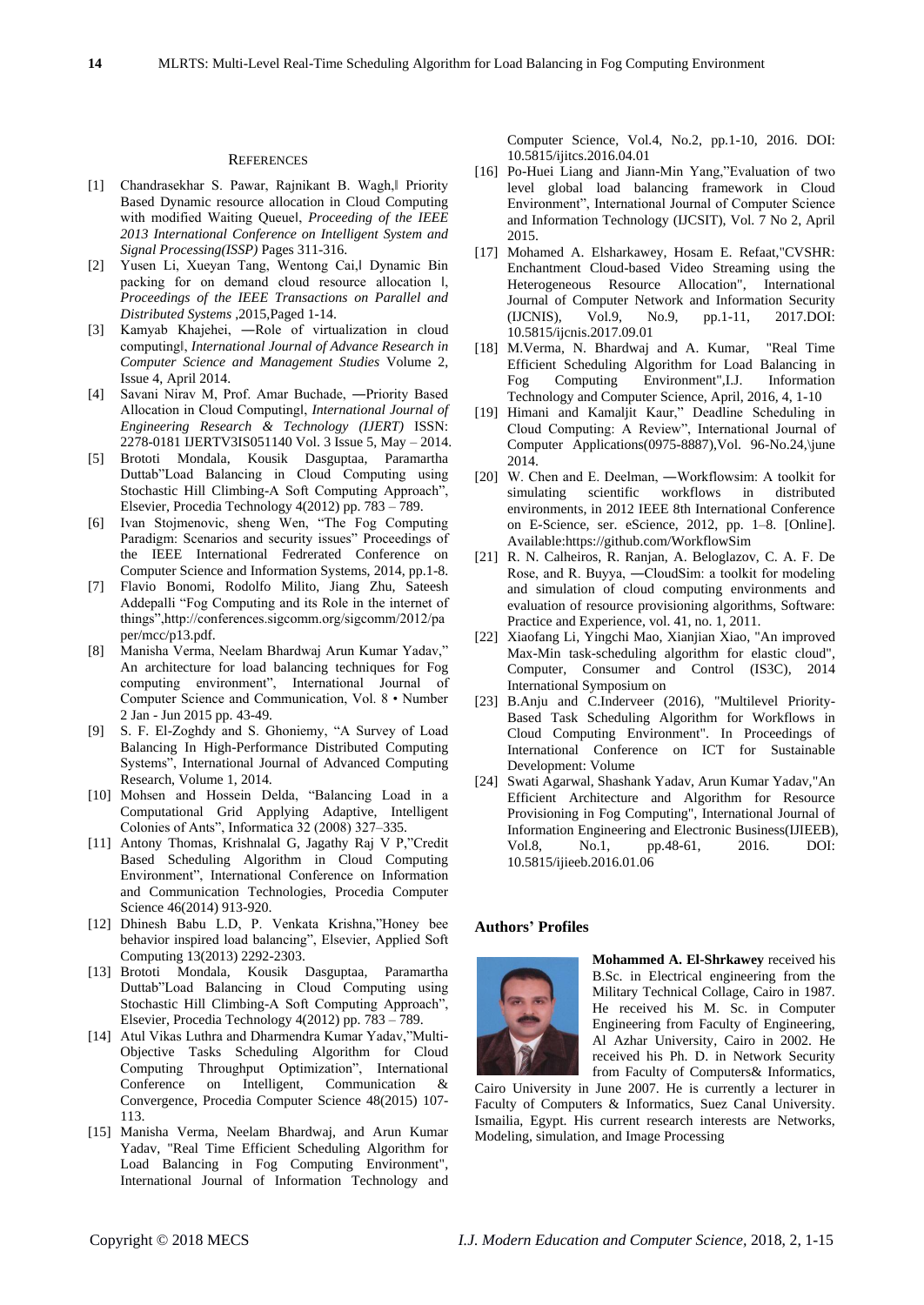## References

[1] Chandrasekhar S. Pawar, Rajnikant B. Wagh,‖ Priority Based Dynamic resource allocation in Cloud Computing with modified Waiting Queuel, *Proceeding of the IEEE 2013 International Conference on Intelligent System and Signal Processing(ISSP)* Pages 311-316.

[2] Yusen Li, Xueyan Tang, Wentong Cai,‖ Dynamic Bin packing for on demand cloud resource allocation ‖, *Proceedings of the IEEE Transactions on Parallel and Distributed Systems* ,2015,Paged 1-14.

[3] Kamyab Khajehei, ―Role of virtualization in cloud computing‖, *International Journal of Advance Research in Computer Science and Management Studies* Volume 2, Issue 4, April 2014.

[4] Savani Nirav M, Prof. Amar Buchade, ―Priority Based Allocation in Cloud Computing‖, *International Journal of Engineering Research & Technology (IJERT)* ISSN: 2278-0181 IJERTV3IS051140 Vol. 3 Issue 5, May – 2014.

[5] Brototi Mondala, Kousik Dasguptaa, Paramartha Duttab"Load Balancing in Cloud Computing using Stochastic Hill Climbing-A Soft Computing Approach", Elsevier, Procedia Technology 4(2012) pp. 783 – 789.

[6] Ivan Stojmenovic, sheng Wen, "The Fog Computing Paradigm: Scenarios and security issues" Proceedings of the IEEE International Fedrerated Conference on Computer Science and Information Systems, 2014, pp.1-8.

[7] Flavio Bonomi, Rodolfo Milito, Jiang Zhu, Sateesh Addepalli "Fog Computing and its Role in the internet of things",http://conferences.sigcomm.org/sigcomm/2012/paper/mcc/p13.pdf.

[8] Manisha Verma, Neelam Bhardwaj Arun Kumar Yadav," An architecture for load balancing techniques for Fog computing environment", International Journal of Computer Science and Communication, Vol. 8 • Number 2 Jan - Jun 2015 pp. 43-49.

[9] S. F. El-Zoghdy and S. Ghoniemy, "A Survey of Load Balancing In High-Performance Distributed Computing Systems", International Journal of Advanced Computing Research, Volume 1, 2014.

[10] Mohsen and Hossein Delda, "Balancing Load in a Computational Grid Applying Adaptive, Intelligent Colonies of Ants", Informatica 32 (2008) 327–335.

[11] Antony Thomas, Krishnalal G, Jagathy Raj V P,"Credit Based Scheduling Algorithm in Cloud Computing Environment", International Conference on Information and Communication Technologies, Procedia Computer Science 46(2014) 913-920.

[12] Dhinesh Babu L.D, P. Venkata Krishna,"Honey bee behavior inspired load balancing", Elsevier, Applied Soft Computing 13(2013) 2292-2303.

[13] Brototi Mondala, Kousik Dasguptaa, Paramartha Duttab"Load Balancing in Cloud Computing using Stochastic Hill Climbing-A Soft Computing Approach", Elsevier, Procedia Technology 4(2012) pp. 783 – 789.

[14] Atul Vikas Luthra and Dharmendra Kumar Yadav,"Multi-Objective Tasks Scheduling Algorithm for Cloud Computing Throughput Optimization", International Conference on Intelligent, Communication & Convergence, Procedia Computer Science 48(2015) 107-113.

[15] Manisha Verma, Neelam Bhardwaj, and Arun Kumar Yadav, "Real Time Efficient Scheduling Algorithm for Load Balancing in Fog Computing Environment", International Journal of Information Technology and Computer Science, Vol.4, No.2, pp.1-10, 2016. DOI: 10.5815/ijitcs.2016.04.01

[16] Po-Huei Liang and Jiann-Min Yang,"Evaluation of two level global load balancing framework in Cloud Environment", International Journal of Computer Science and Information Technology (IJCSIT), Vol. 7 No 2, April 2015.

[17] Mohamed A. Elsharkawey, Hosam E. Refaat,"CVSHR: Enchantment Cloud-based Video Streaming using the Heterogeneous Resource Allocation", International Journal of Computer Network and Information Security (IJCNIS), Vol.9, No.9, pp.1-11, 2017.DOI: 10.5815/ijcnis.2017.09.01

[18] M.Verma, N. Bhardwaj and A. Kumar, "Real Time Efficient Scheduling Algorithm for Load Balancing in Fog Computing Environment",I.J. Information Technology and Computer Science, April, 2016, 4, 1-10

[19] Himani and Kamaljit Kaur," Deadline Scheduling in Cloud Computing: A Review", International Journal of Computer Applications(0975-8887),Vol. 96-No.24,\june 2014.

[20] W. Chen and E. Deelman, ―Workflowsim: A toolkit for simulating scientific workflows in distributed environments, in 2012 IEEE 8th International Conference on E-Science, ser. eScience, 2012, pp. 1–8. [Online]. Available:https://github.com/WorkflowSim

[21] R. N. Calheiros, R. Ranjan, A. Beloglazov, C. A. F. De Rose, and R. Buyya, ―CloudSim: a toolkit for modeling and simulation of cloud computing environments and evaluation of resource provisioning algorithms, Software: Practice and Experience, vol. 41, no. 1, 2011.

[22] Xiaofang Li, Yingchi Mao, Xianjian Xiao, "An improved Max-Min task-scheduling algorithm for elastic cloud", Computer, Consumer and Control (IS3C), 2014 International Symposium on

[23] B.Anju and C.Inderveer (2016), "Multilevel Priority-Based Task Scheduling Algorithm for Workflows in Cloud Computing Environment". In Proceedings of International Conference on ICT for Sustainable Development: Volume

[24] Swati Agarwal, Shashank Yadav, Arun Kumar Yadav,"An Efficient Architecture and Algorithm for Resource Provisioning in Fog Computing", International Journal of Information Engineering and Electronic Business(IJIEEB), Vol.8, No.1, pp.48-61, 2016. DOI: 10.5815/ijieeb.2016.01.06

## Authors' Profiles

**Mohammed A. El-Shrkawey** received his B.Sc. in Electrical engineering from the Military Technical Collage, Cairo in 1987. He received his M. Sc. in Computer Engineering from Faculty of Engineering, Al Azhar University, Cairo in 2002. He received his Ph. D. in Network Security from Faculty of Computers& Informatics, Cairo University in June 2007. He is currently a lecturer in Faculty of Computers & Informatics, Suez Canal University. Ismailia, Egypt. His current research interests are Networks, Modeling, simulation, and Image Processing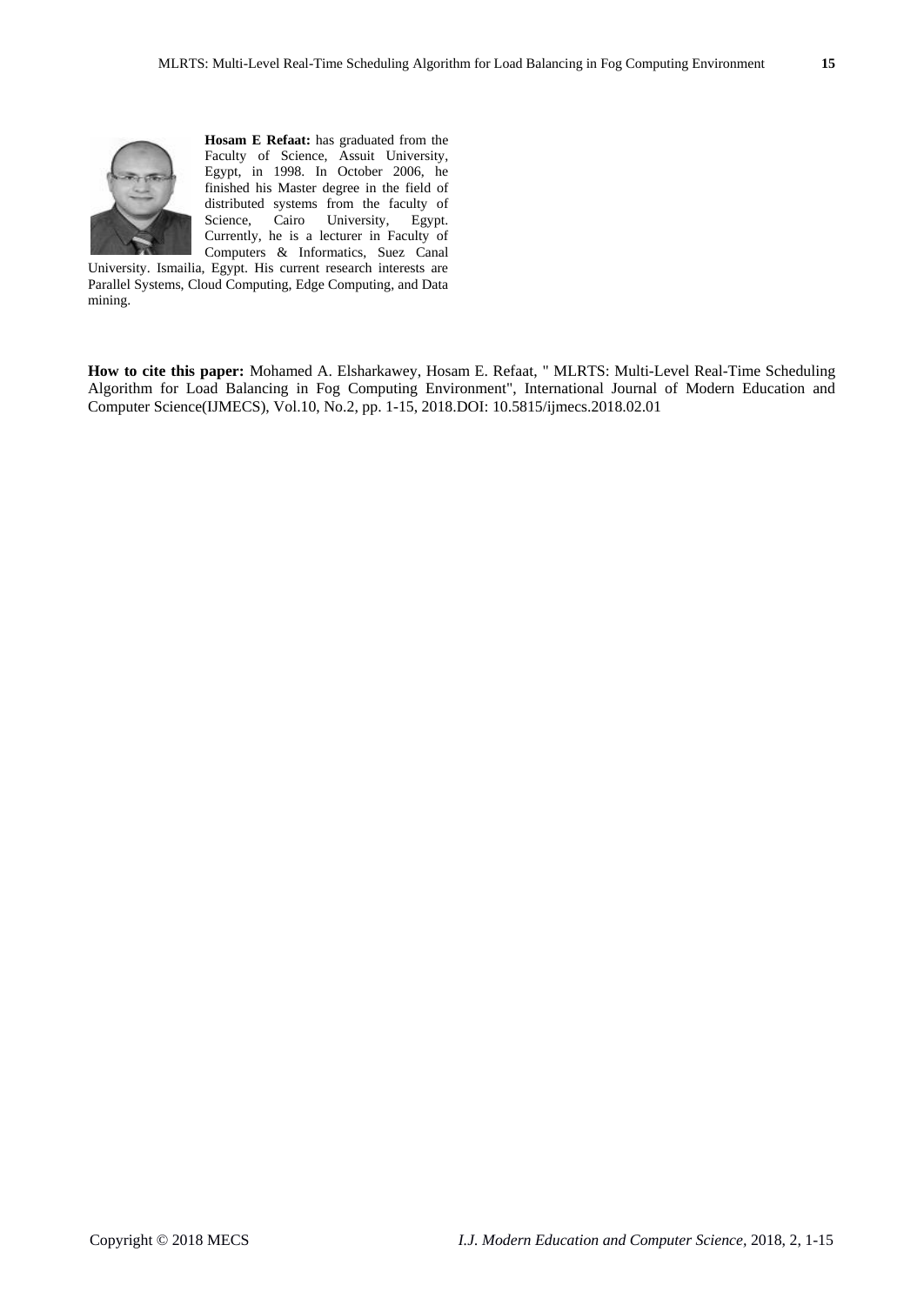**Hosam E Refaat:** has graduated from the Faculty of Science, Assuit University, Egypt, in 1998. In October 2006, he finished his Master degree in the field of distributed systems from the faculty of Science, Cairo University, Egypt. Currently, he is a lecturer in Faculty of Computers & Informatics, Suez Canal University. Ismailia, Egypt. His current research interests are Parallel Systems, Cloud Computing, Edge Computing, and Data mining.

**How to cite this paper:** Mohamed A. Elsharkawey, Hosam E. Refaat, " MLRTS: Multi-Level Real-Time Scheduling Algorithm for Load Balancing in Fog Computing Environment", International Journal of Modern Education and Computer Science(IJMECS), Vol.10, No.2, pp. 1-15, 2018.DOI: 10.5815/ijmecs.2018.02.01